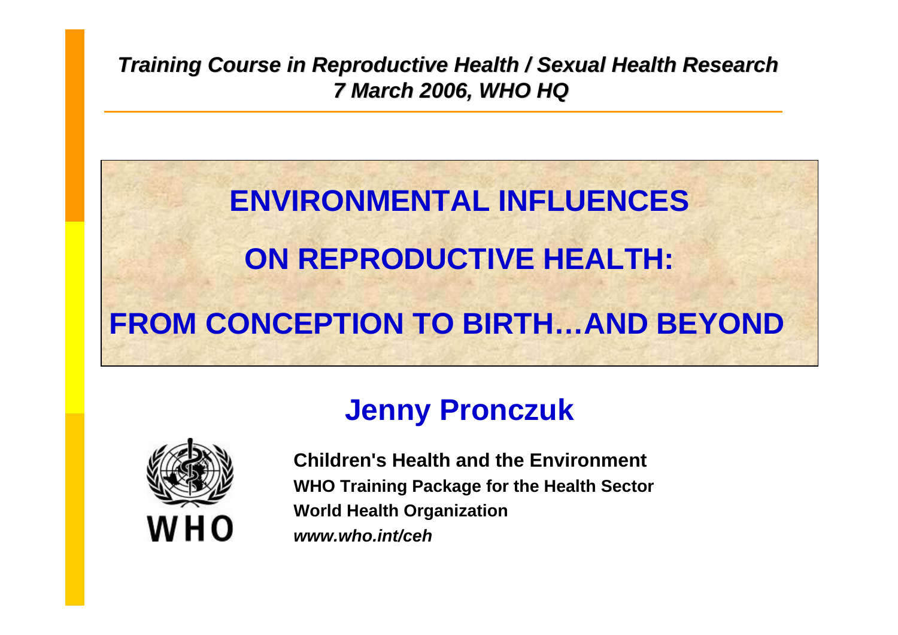*Training Course in Reproductive Health / Sexual Health Research*
*7 March 2006, WHO HQ*

# ENVIRONMENTAL INFLUENCES ON REPRODUCTIVE HEALTH: FROM CONCEPTION TO BIRTH…AND BEYOND

## Jenny Pronczuk

WHO

**Children's Health and the Environment**
**WHO Training Package for the Health Sector**
**World Health Organization**
***www.who.int/ceh***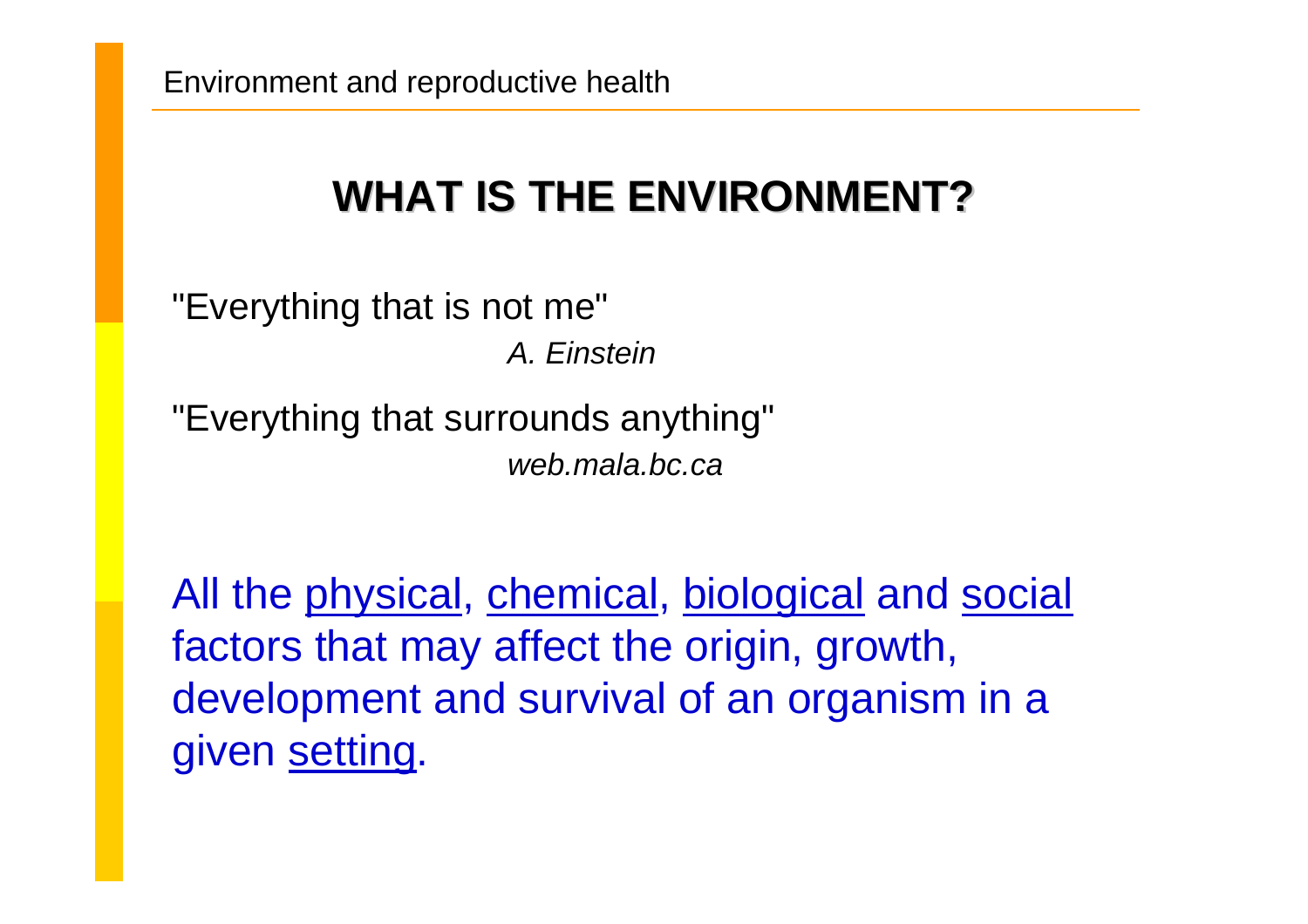## WHAT IS THE ENVIRONMENT?

"Everything that is not me"

*A. Einstein*

"Everything that surrounds anything"

*web.mala.bc.ca*

All the physical, chemical, biological and social factors that may affect the origin, growth, development and survival of an organism in a given setting.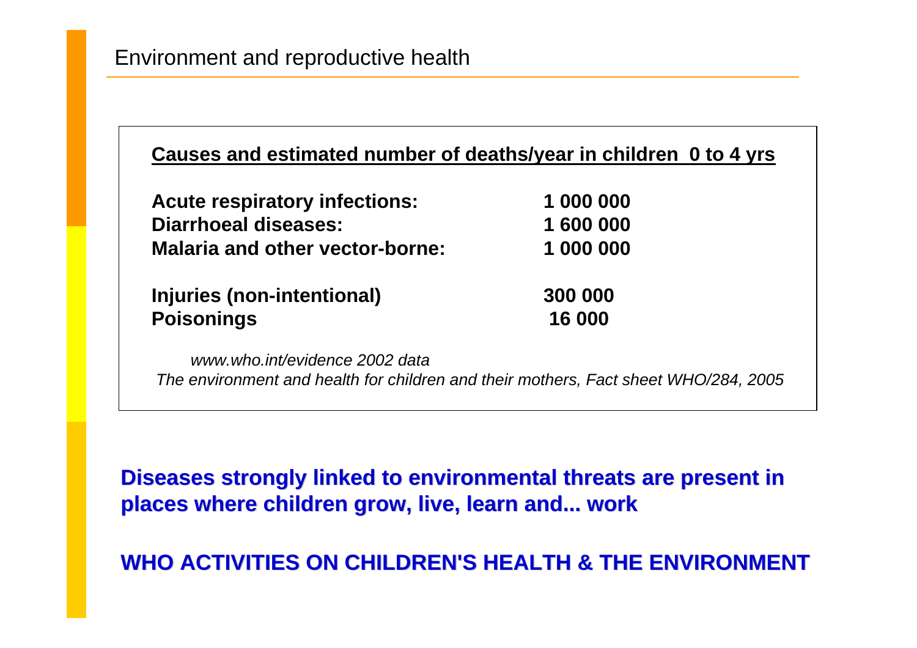# Environment and reproductive health

**Causes and estimated number of deaths/year in children 0 to 4 yrs**

| Cause | Deaths/year |
|---|---|
| **Acute respiratory infections:** | **1 000 000** |
| **Diarrhoeal diseases:** | **1 600 000** |
| **Malaria and other vector-borne:** | **1 000 000** |
| **Injuries (non-intentional)** | **300 000** |
| **Poisonings** | **16 000** |

*www.who.int/evidence 2002 data*

*The environment and health for children and their mothers, Fact sheet WHO/284, 2005*

**Diseases strongly linked to environmental threats are present in places where children grow, live, learn and... work**

**WHO ACTIVITIES ON CHILDREN'S HEALTH & THE ENVIRONMENT**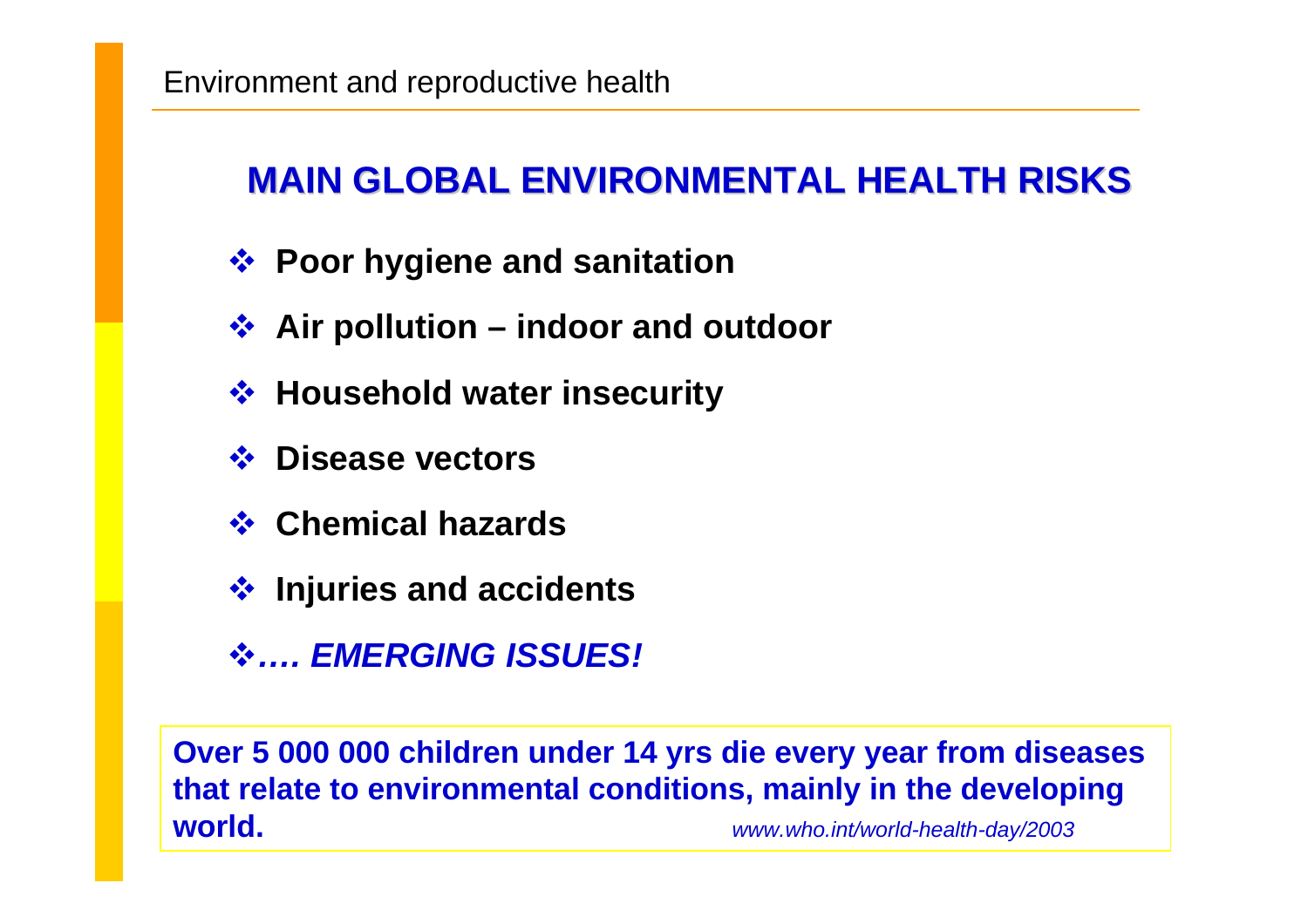## MAIN GLOBAL ENVIRONMENTAL HEALTH RISKS

- **Poor hygiene and sanitation**
- **Air pollution – indoor and outdoor**
- **Household water insecurity**
- **Disease vectors**
- **Chemical hazards**
- **Injuries and accidents**
- ***…. EMERGING ISSUES!***

**Over 5 000 000 children under 14 yrs die every year from diseases that relate to environmental conditions, mainly in the developing world.** *www.who.int/world-health-day/2003*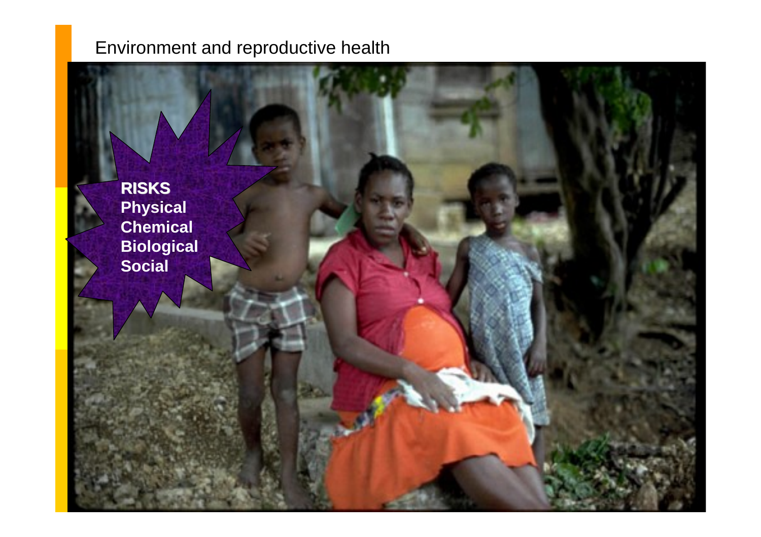# Environment and reproductive health

**RISKS**
**Physical**
**Chemical**
**Biological**
**Social**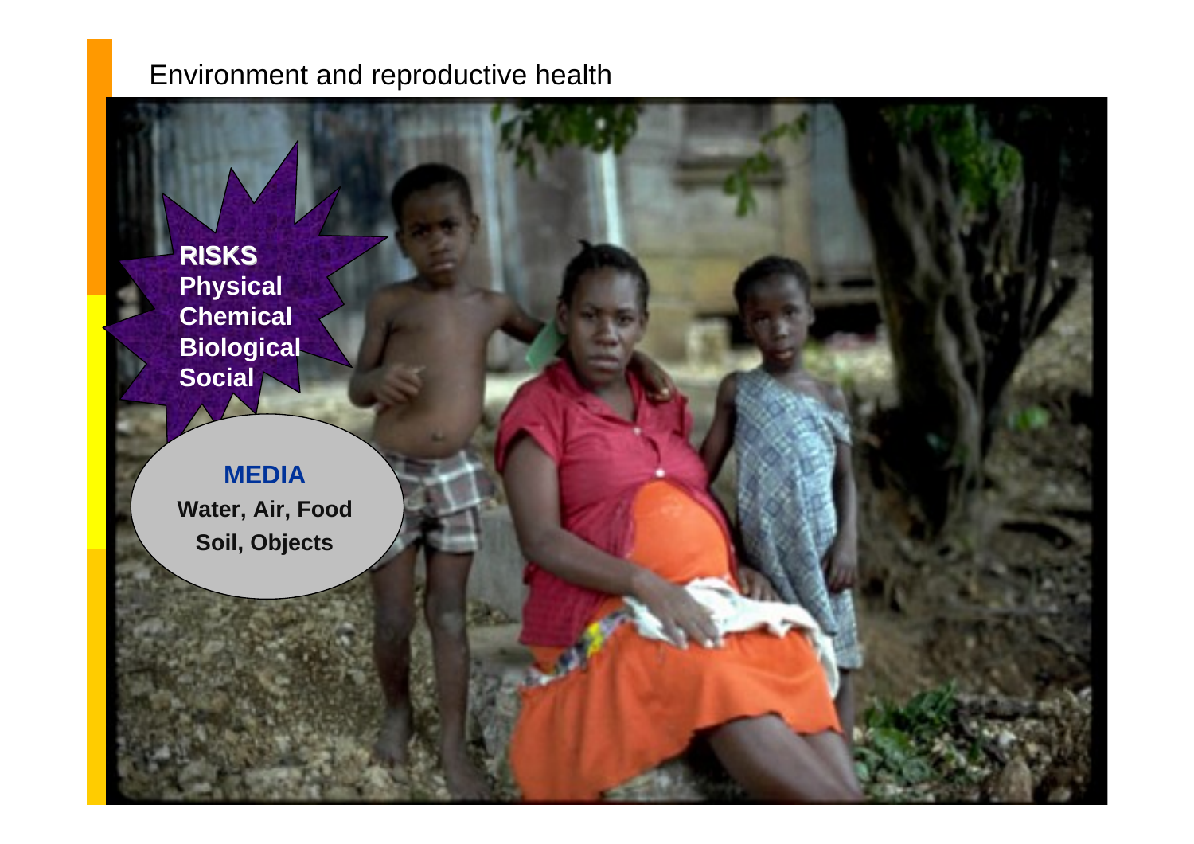# Environment and reproductive health

**RISKS**
**Physical**
**Chemical**
**Biological**
**Social**

**MEDIA**
**Water, Air, Food**
**Soil, Objects**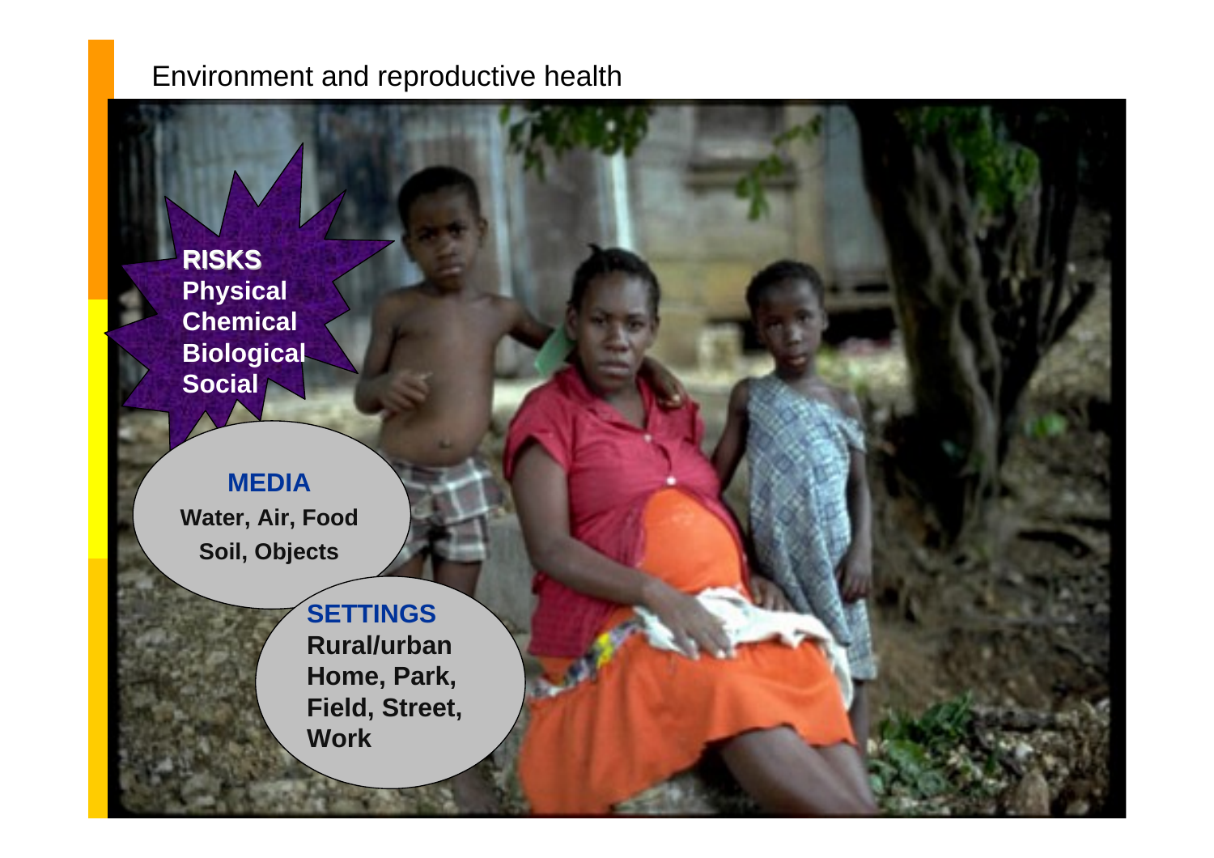# Environment and reproductive health

**RISKS**
**Physical**
**Chemical**
**Biological**
**Social**

**MEDIA**
**Water, Air, Food**
**Soil, Objects**

**SETTINGS**
**Rural/urban**
**Home, Park,**
**Field, Street,**
**Work**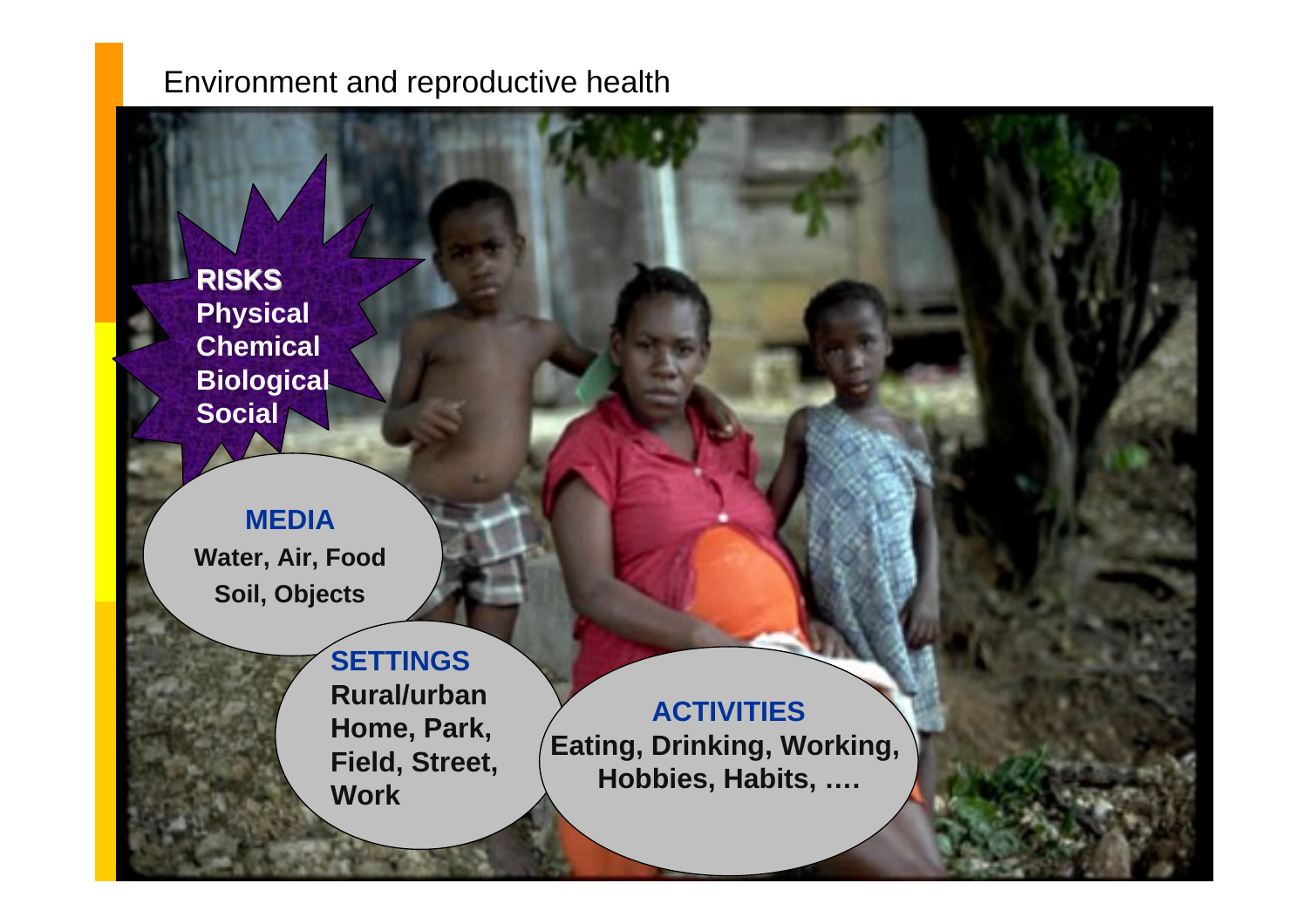# Environment and reproductive health

**RISKS**
**Physical**
**Chemical**
**Biological**
**Social**

**MEDIA**
**Water, Air, Food**
**Soil, Objects**

**SETTINGS**
**Rural/urban**
**Home, Park,**
**Field, Street,**
**Work**

**ACTIVITIES**
**Eating, Drinking, Working,**
**Hobbies, Habits, ….**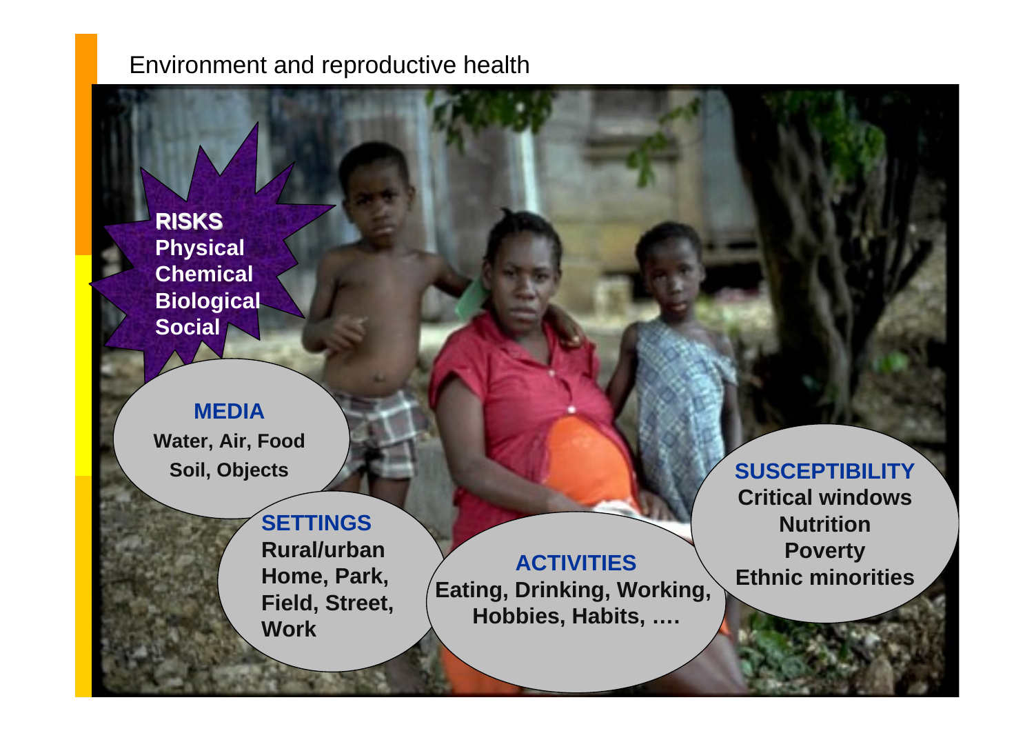# Environment and reproductive health

**RISKS**
**Physical**
**Chemical**
**Biological**
**Social**

**MEDIA**
**Water, Air, Food**
**Soil, Objects**

**SETTINGS**
**Rural/urban**
**Home, Park,**
**Field, Street,**
**Work**

**ACTIVITIES**
**Eating, Drinking, Working,**
**Hobbies, Habits, ….**

**SUSCEPTIBILITY**
**Critical windows**
**Nutrition**
**Poverty**
**Ethnic minorities**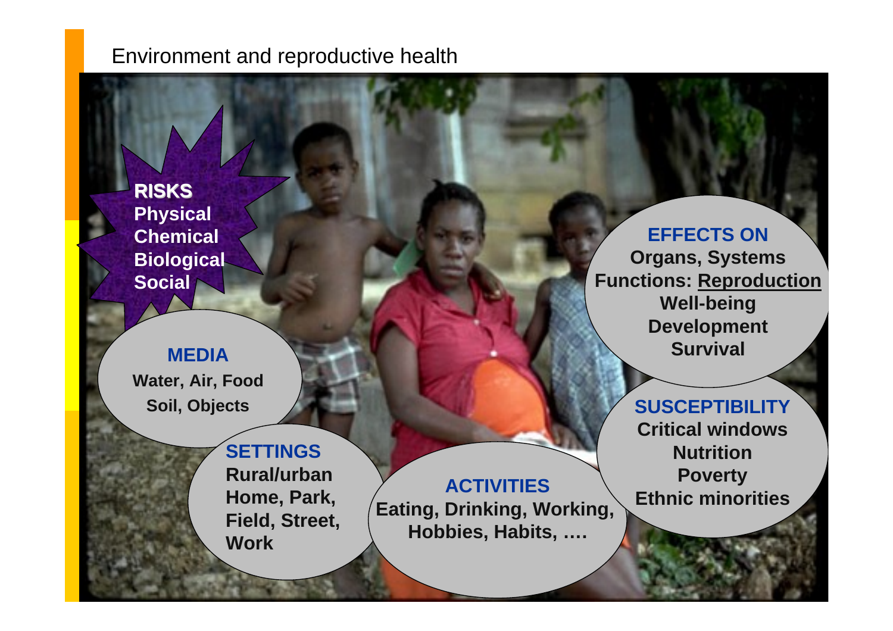# Environment and reproductive health

**RISKS**
**Physical**
**Chemical**
**Biological**
**Social**

**MEDIA**
**Water, Air, Food**
**Soil, Objects**

**SETTINGS**
**Rural/urban**
**Home, Park,**
**Field, Street,**
**Work**

**ACTIVITIES**
**Eating, Drinking, Working,**
**Hobbies, Habits, ….**

**EFFECTS ON**
**Organs, Systems**
**Functions: Reproduction**
**Well-being**
**Development**
**Survival**

**SUSCEPTIBILITY**
**Critical windows**
**Nutrition**
**Poverty**
**Ethnic minorities**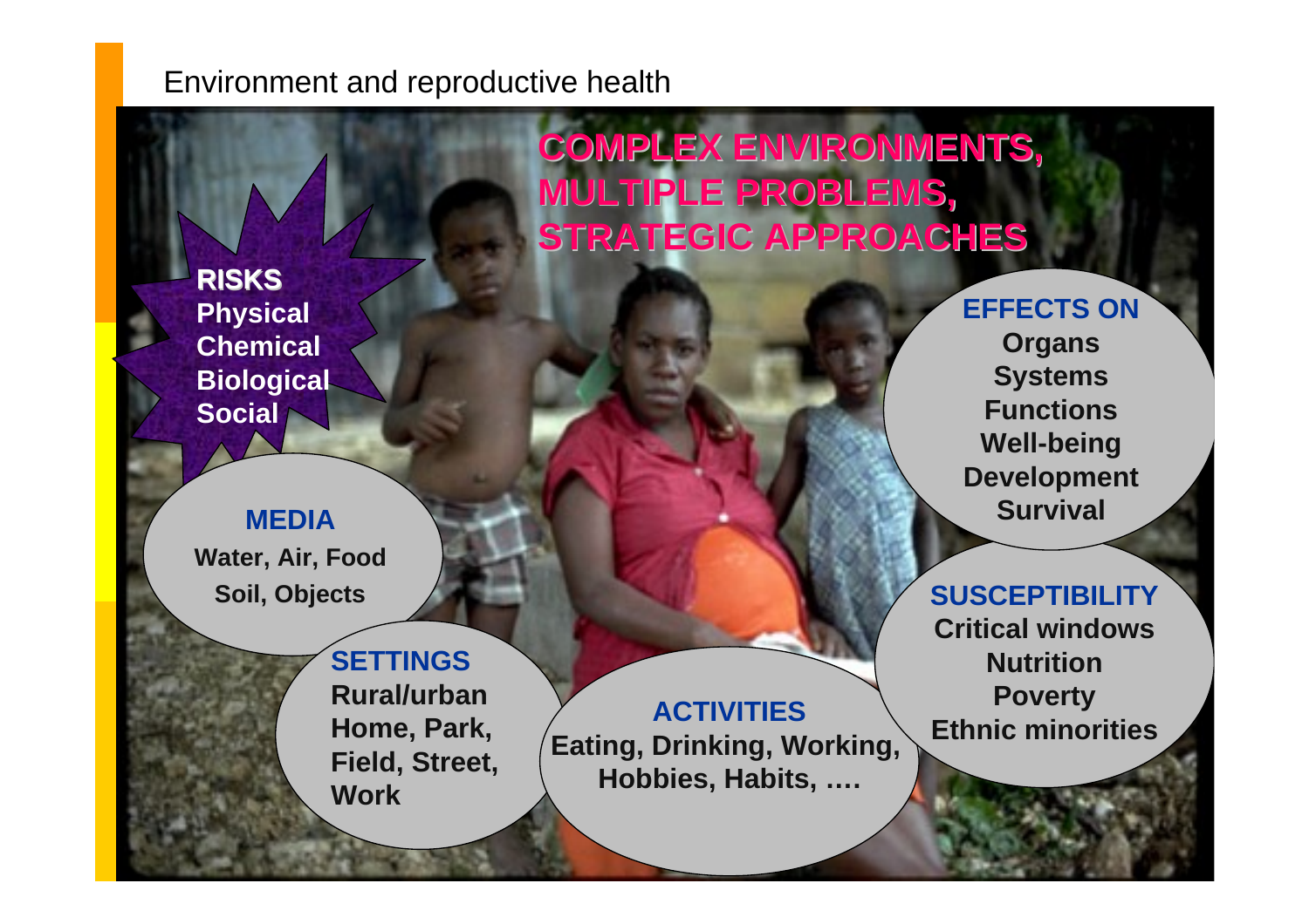Environment and reproductive health

# COMPLEX ENVIRONMENTS, MULTIPLE PROBLEMS, STRATEGIC APPROACHES

**RISKS**
**Physical**
**Chemical**
**Biological**
**Social**

**MEDIA**
**Water, Air, Food**
**Soil, Objects**

**SETTINGS**
**Rural/urban**
**Home, Park,**
**Field, Street,**
**Work**

**ACTIVITIES**
**Eating, Drinking, Working,**
**Hobbies, Habits, ….**

**EFFECTS ON**
**Organs**
**Systems**
**Functions**
**Well-being**
**Development**
**Survival**

**SUSCEPTIBILITY**
**Critical windows**
**Nutrition**
**Poverty**
**Ethnic minorities**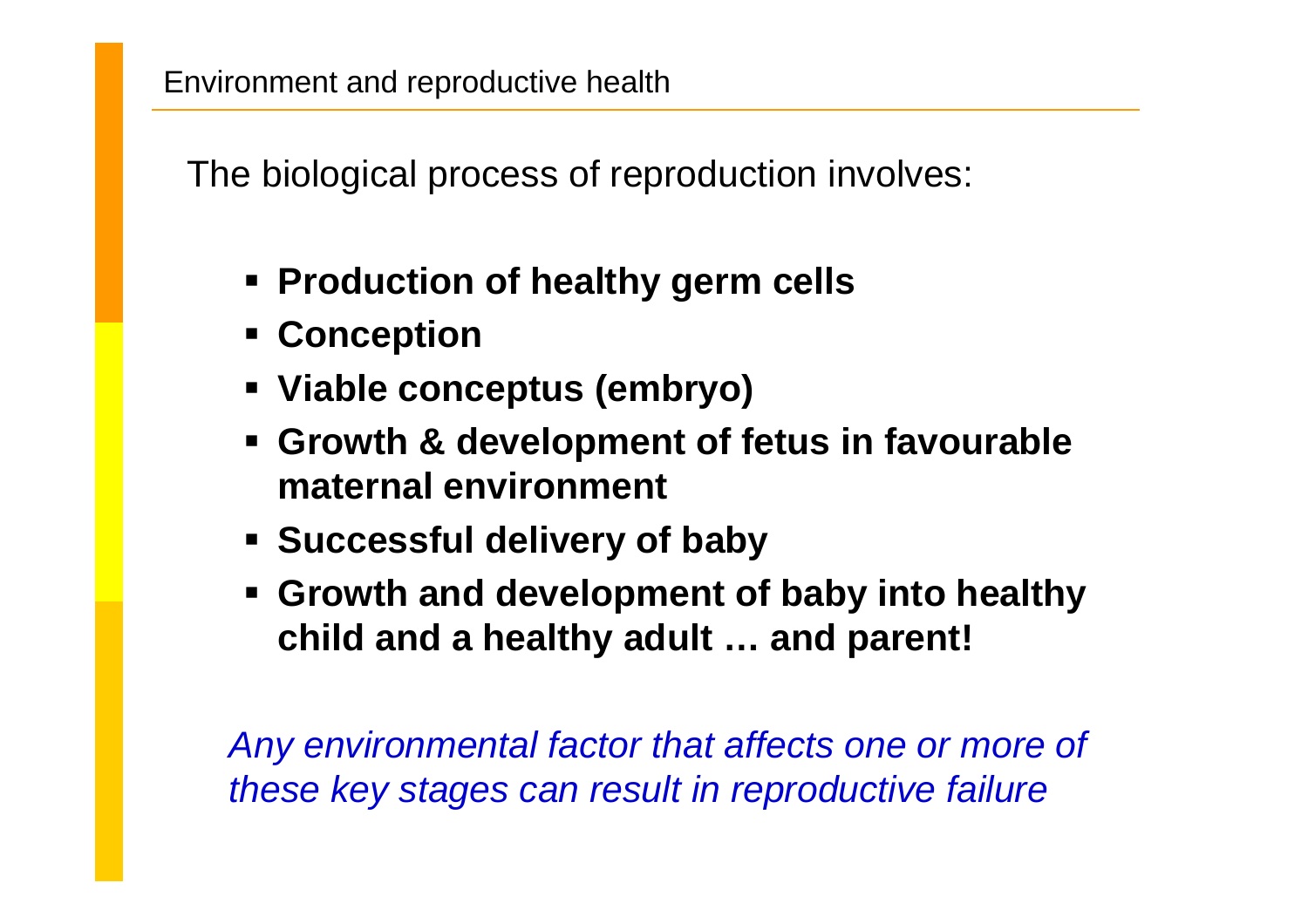## Environment and reproductive health

The biological process of reproduction involves:

- **Production of healthy germ cells**
- **Conception**
- **Viable conceptus (embryo)**
- **Growth & development of fetus in favourable maternal environment**
- **Successful delivery of baby**
- **Growth and development of baby into healthy child and a healthy adult … and parent!**

*Any environmental factor that affects one or more of these key stages can result in reproductive failure*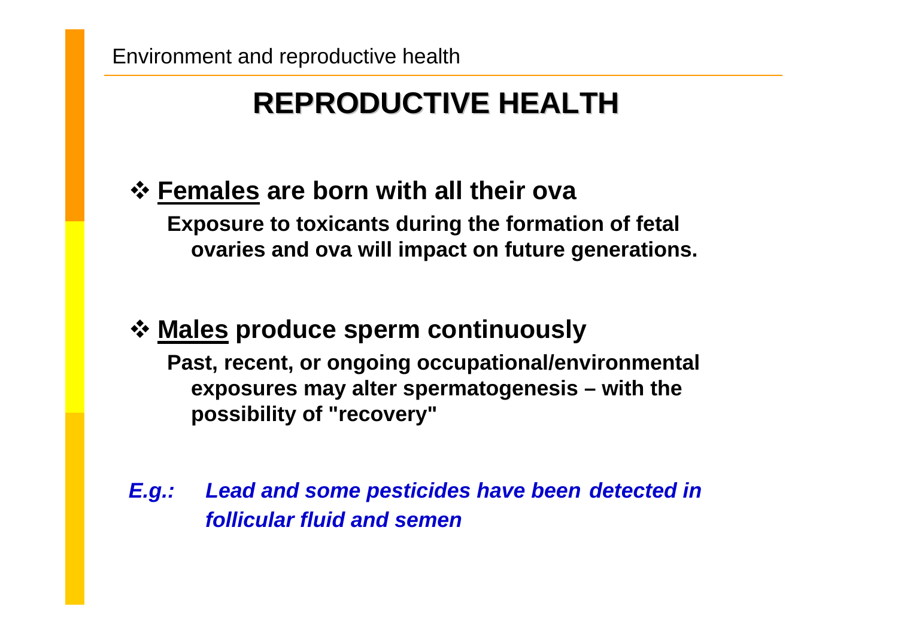# REPRODUCTIVE HEALTH

- **<u>Females</u> are born with all their ova**

  **Exposure to toxicants during the formation of fetal ovaries and ova will impact on future generations.**

- **<u>Males</u> produce sperm continuously**

  **Past, recent, or ongoing occupational/environmental exposures may alter spermatogenesis – with the possibility of "recovery"**

***E.g.: Lead and some pesticides have been detected in follicular fluid and semen***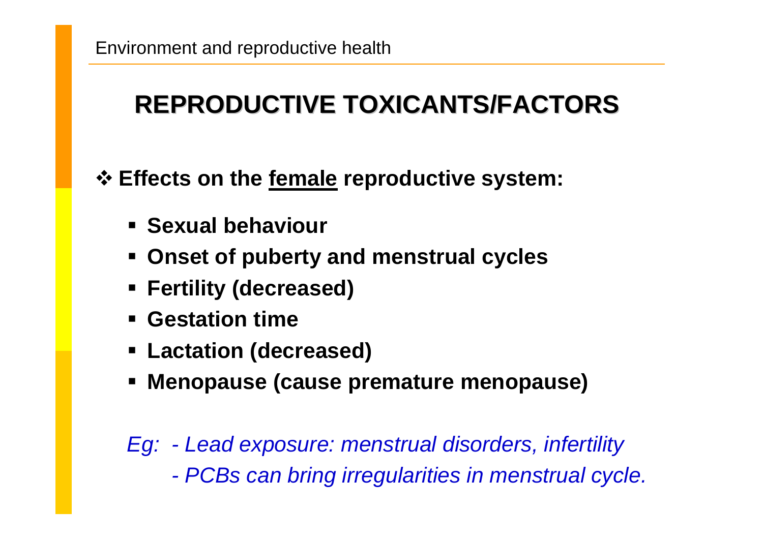# REPRODUCTIVE TOXICANTS/FACTORS

- **Effects on the female reproductive system:**
  - **Sexual behaviour**
  - **Onset of puberty and menstrual cycles**
  - **Fertility (decreased)**
  - **Gestation time**
  - **Lactation (decreased)**
  - **Menopause (cause premature menopause)**

*Eg: - Lead exposure: menstrual disorders, infertility*

*- PCBs can bring irregularities in menstrual cycle.*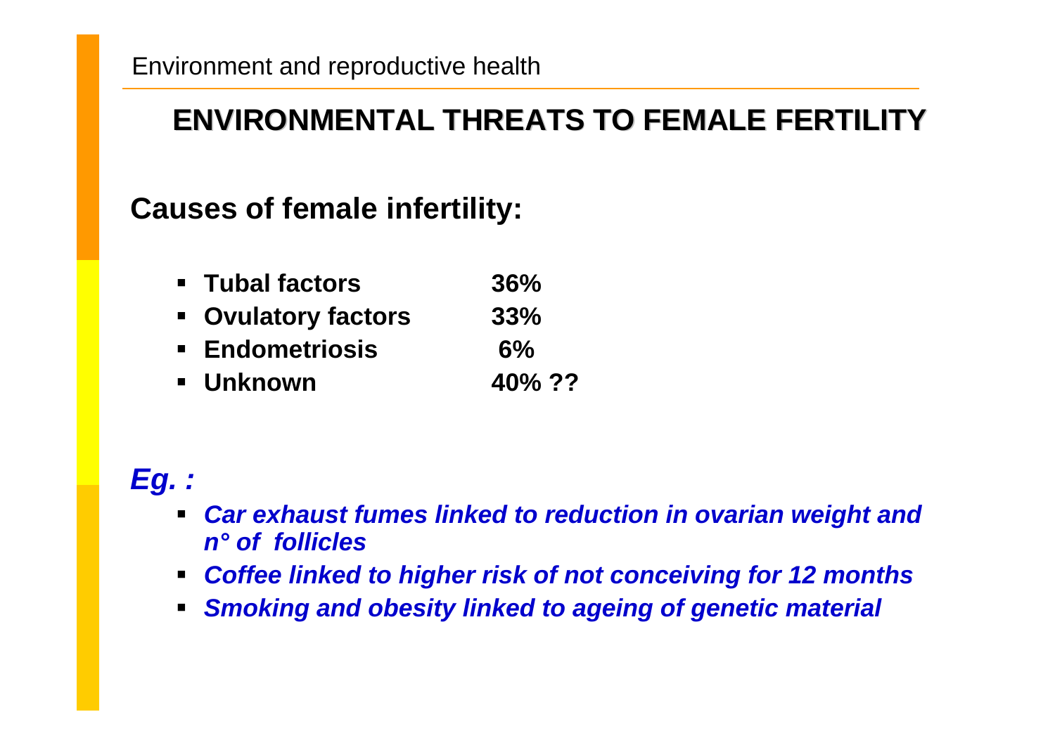## ENVIRONMENTAL THREATS TO FEMALE FERTILITY

### Causes of female infertility:

- **Tubal factors 36%**
- **Ovulatory factors 33%**
- **Endometriosis 6%**
- **Unknown 40% ??**

***Eg. :***

- ***Car exhaust fumes linked to reduction in ovarian weight and n° of follicles***
- ***Coffee linked to higher risk of not conceiving for 12 months***
- ***Smoking and obesity linked to ageing of genetic material***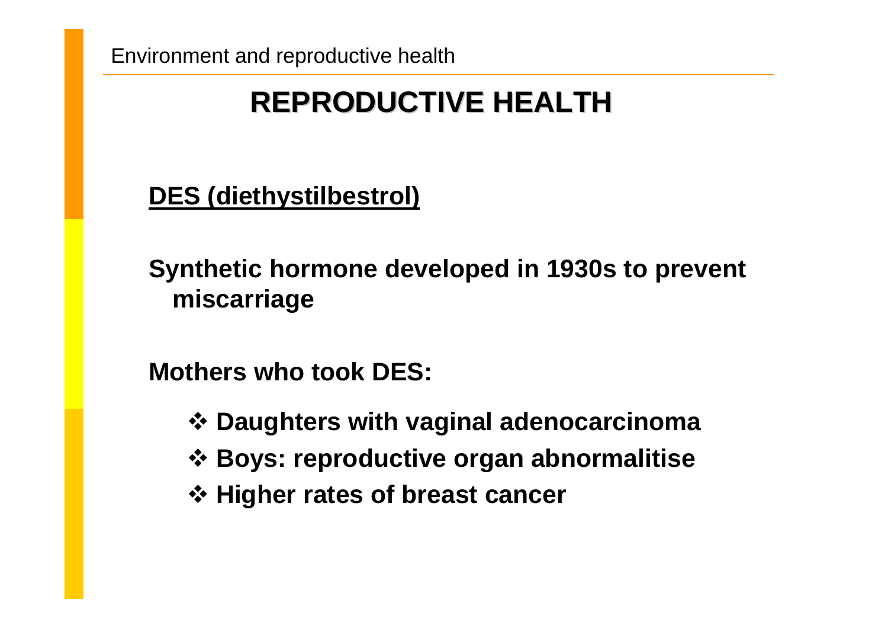# REPRODUCTIVE HEALTH

**DES (diethystilbestrol)**

**Synthetic hormone developed in 1930s to prevent miscarriage**

**Mothers who took DES:**

- **Daughters with vaginal adenocarcinoma**
- **Boys: reproductive organ abnormalitise**
- **Higher rates of breast cancer**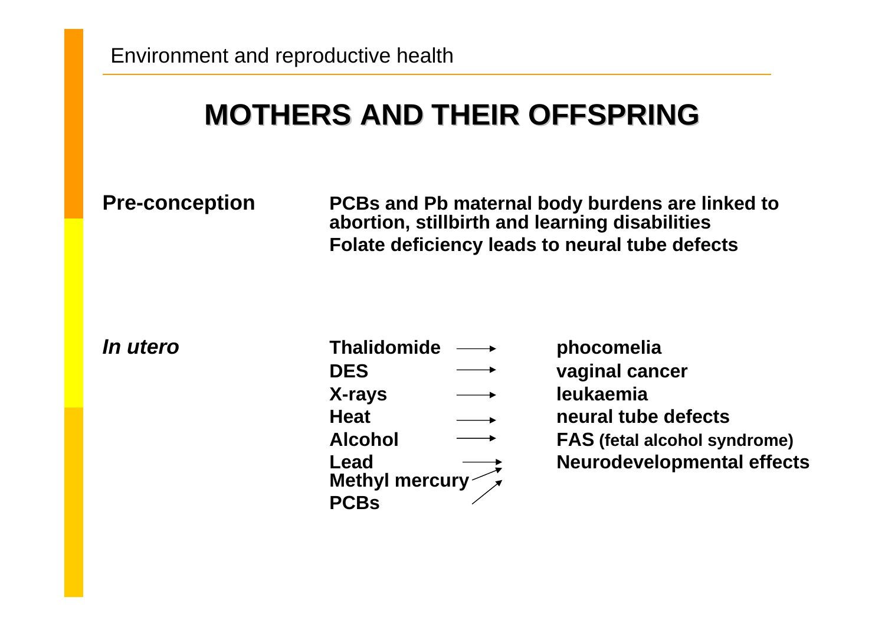Environment and reproductive health

# MOTHERS AND THEIR OFFSPRING

**Pre-conception**

**PCBs and Pb maternal body burdens are linked to abortion, stillbirth and learning disabilities**

**Folate deficiency leads to neural tube defects**

***In utero***

| | | |
|---|---|---|
| **Thalidomide** | → | **phocomelia** |
| **DES** | → | **vaginal cancer** |
| **X-rays** | → | **leukaemia** |
| **Heat** | → | **neural tube defects** |
| **Alcohol** | → | **FAS (fetal alcohol syndrome)** |
| **Lead** | → | **Neurodevelopmental effects** |
| **Methyl mercury** | → | **Neurodevelopmental effects** |
| **PCBs** | → | **Neurodevelopmental effects** |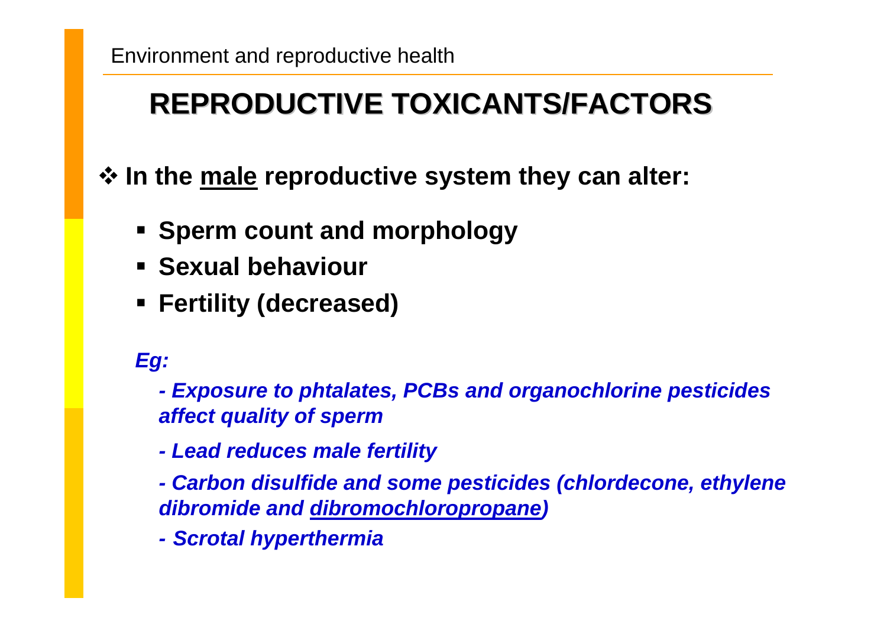## REPRODUCTIVE TOXICANTS/FACTORS

❖ **In the <u>male</u> reproductive system they can alter:**

- **Sperm count and morphology**
- **Sexual behaviour**
- **Fertility (decreased)**

***Eg:***

***- Exposure to phtalates, PCBs and organochlorine pesticides affect quality of sperm***

***- Lead reduces male fertility***

***- Carbon disulfide and some pesticides (chlordecone, ethylene dibromide and <u>dibromochloropropane</u>)***

***- Scrotal hyperthermia***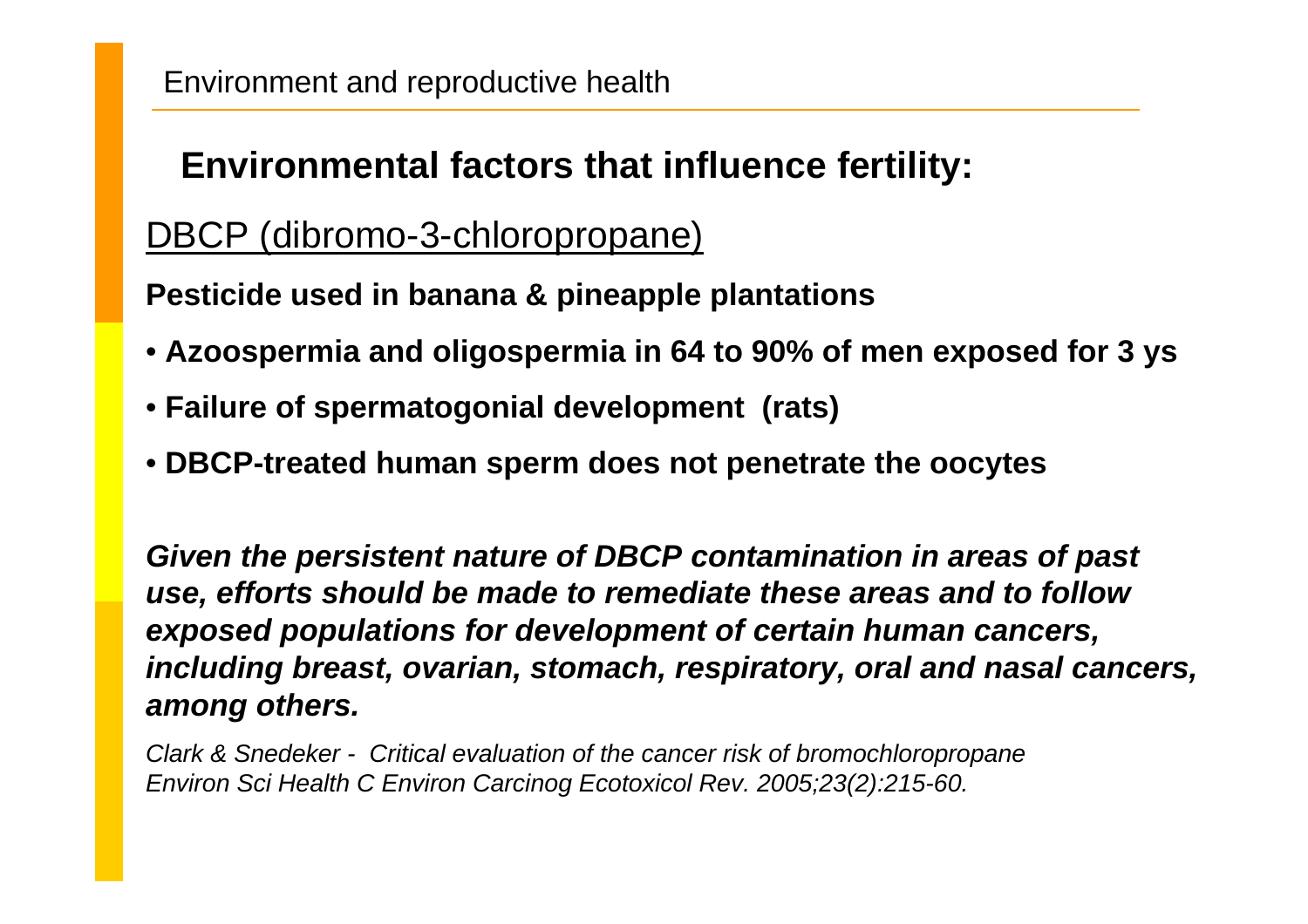Environment and reproductive health

## Environmental factors that influence fertility:

<u>DBCP (dibromo-3-chloropropane)</u>

**Pesticide used in banana & pineapple plantations**

- **Azoospermia and oligospermia in 64 to 90% of men exposed for 3 ys**
- **Failure of spermatogonial development (rats)**
- **DBCP-treated human sperm does not penetrate the oocytes**

***Given the persistent nature of DBCP contamination in areas of past use, efforts should be made to remediate these areas and to follow exposed populations for development of certain human cancers, including breast, ovarian, stomach, respiratory, oral and nasal cancers, among others.***

*Clark & Snedeker - Critical evaluation of the cancer risk of bromochloropropane Environ Sci Health C Environ Carcinog Ecotoxicol Rev. 2005;23(2):215-60.*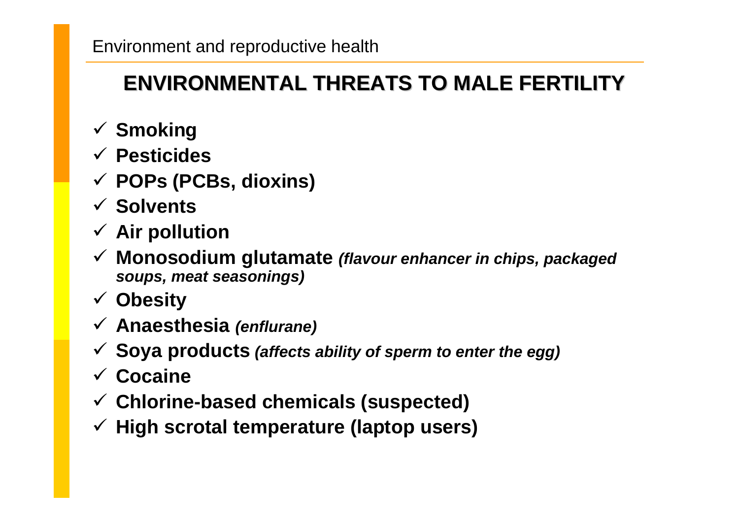## ENVIRONMENTAL THREATS TO MALE FERTILITY

- ✓ **Smoking**
- ✓ **Pesticides**
- ✓ **POPs (PCBs, dioxins)**
- ✓ **Solvents**
- ✓ **Air pollution**
- ✓ **Monosodium glutamate** ***(flavour enhancer in chips, packaged soups, meat seasonings)***
- ✓ **Obesity**
- ✓ **Anaesthesia** ***(enflurane)***
- ✓ **Soya products** ***(affects ability of sperm to enter the egg)***
- ✓ **Cocaine**
- ✓ **Chlorine-based chemicals (suspected)**
- ✓ **High scrotal temperature (laptop users)**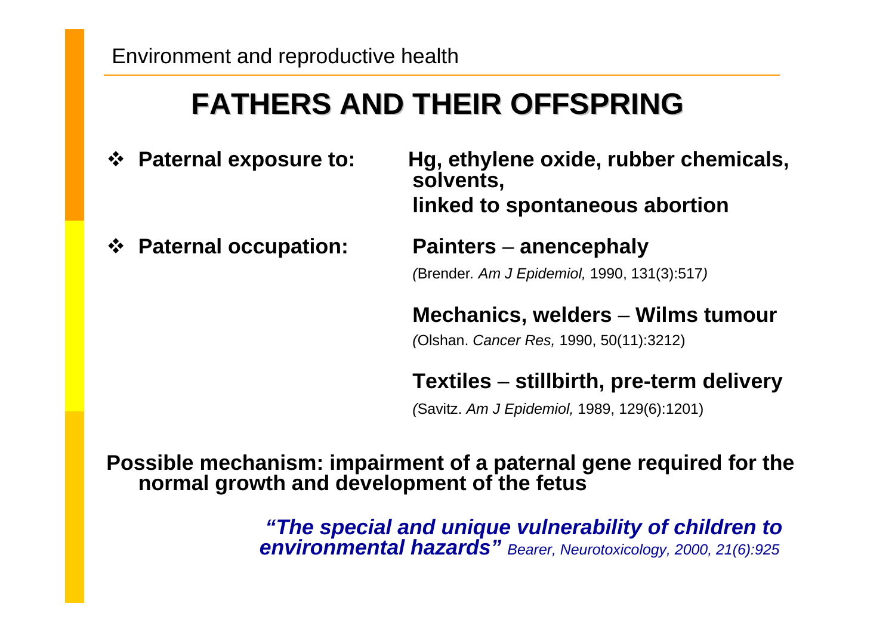# FATHERS AND THEIR OFFSPRING

- **Paternal exposure to:** **Hg, ethylene oxide, rubber chemicals, solvents, linked to spontaneous abortion**

- **Paternal occupation:**

  **Painters – anencephaly**
  (Brender. *Am J Epidemiol,* 1990, 131(3):517)

  **Mechanics, welders – Wilms tumour**
  (Olshan. *Cancer Res,* 1990, 50(11):3212)

  **Textiles – stillbirth, pre-term delivery**
  (Savitz. *Am J Epidemiol,* 1989, 129(6):1201)

**Possible mechanism: impairment of a paternal gene required for the normal growth and development of the fetus**

***"The special and unique vulnerability of children to environmental hazards"*** *Bearer, Neurotoxicology, 2000, 21(6):925*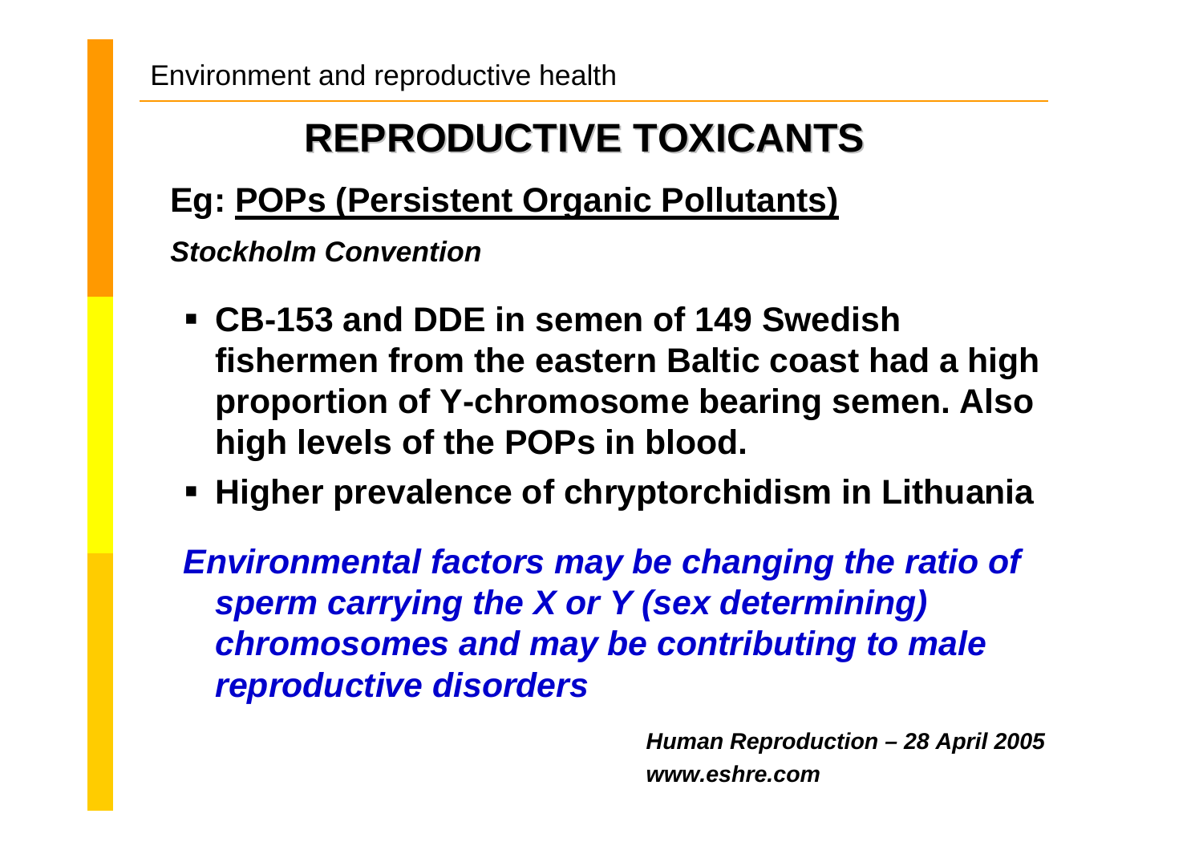# REPRODUCTIVE TOXICANTS

**Eg: <u>POPs (Persistent Organic Pollutants)</u>**

***Stockholm Convention***

- **CB-153 and DDE in semen of 149 Swedish fishermen from the eastern Baltic coast had a high proportion of Y-chromosome bearing semen. Also high levels of the POPs in blood.**
- **Higher prevalence of chryptorchidism in Lithuania**

***Environmental factors may be changing the ratio of sperm carrying the X or Y (sex determining) chromosomes and may be contributing to male reproductive disorders***

***Human Reproduction – 28 April 2005***
***www.eshre.com***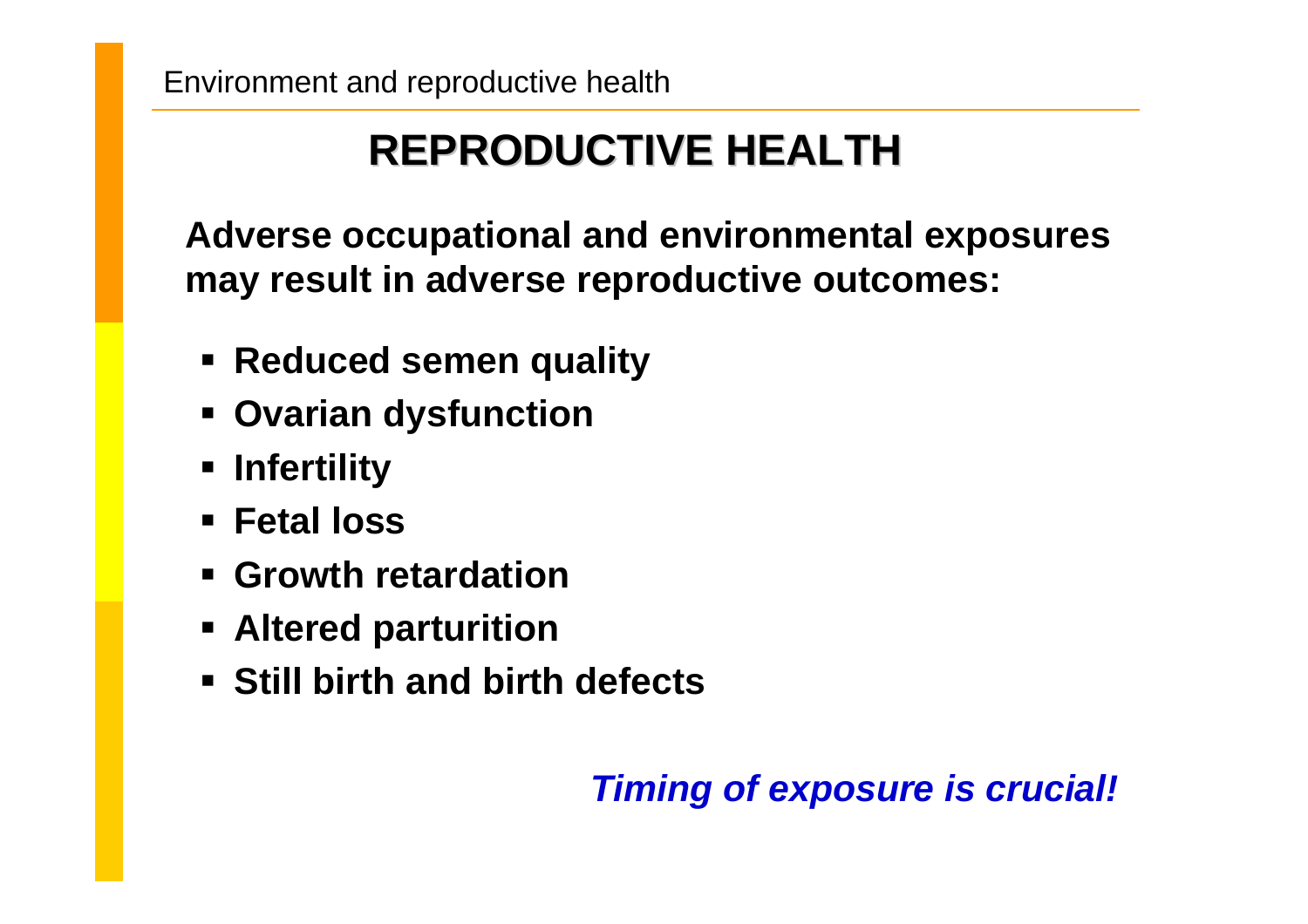# REPRODUCTIVE HEALTH

**Adverse occupational and environmental exposures may result in adverse reproductive outcomes:**

- **Reduced semen quality**
- **Ovarian dysfunction**
- **Infertility**
- **Fetal loss**
- **Growth retardation**
- **Altered parturition**
- **Still birth and birth defects**

***Timing of exposure is crucial!***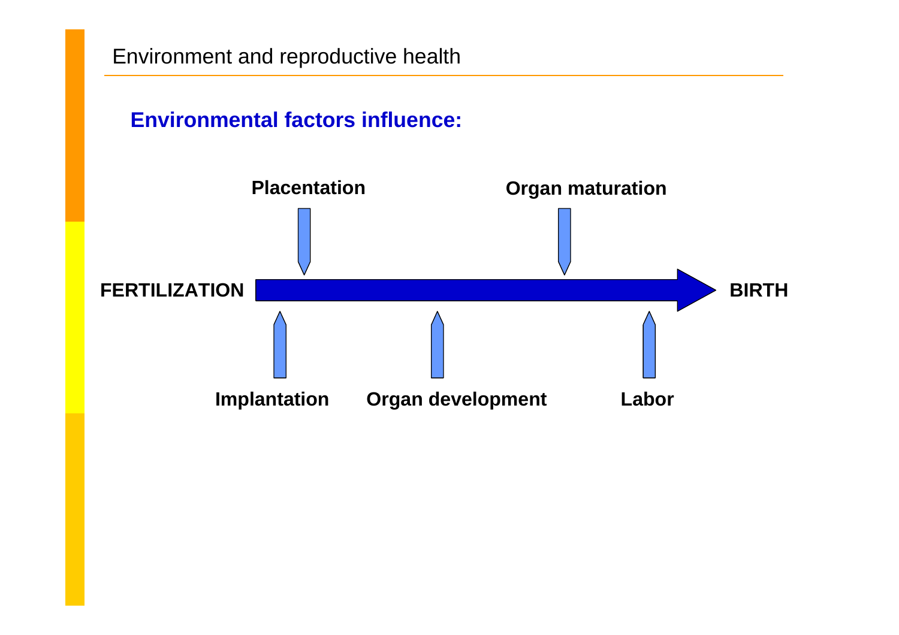Environment and reproductive health

## Environmental factors influence:

**FERTILIZATION** → **BIRTH**

- **Implantation**
- **Placentation**
- **Organ development**
- **Organ maturation**
- **Labor**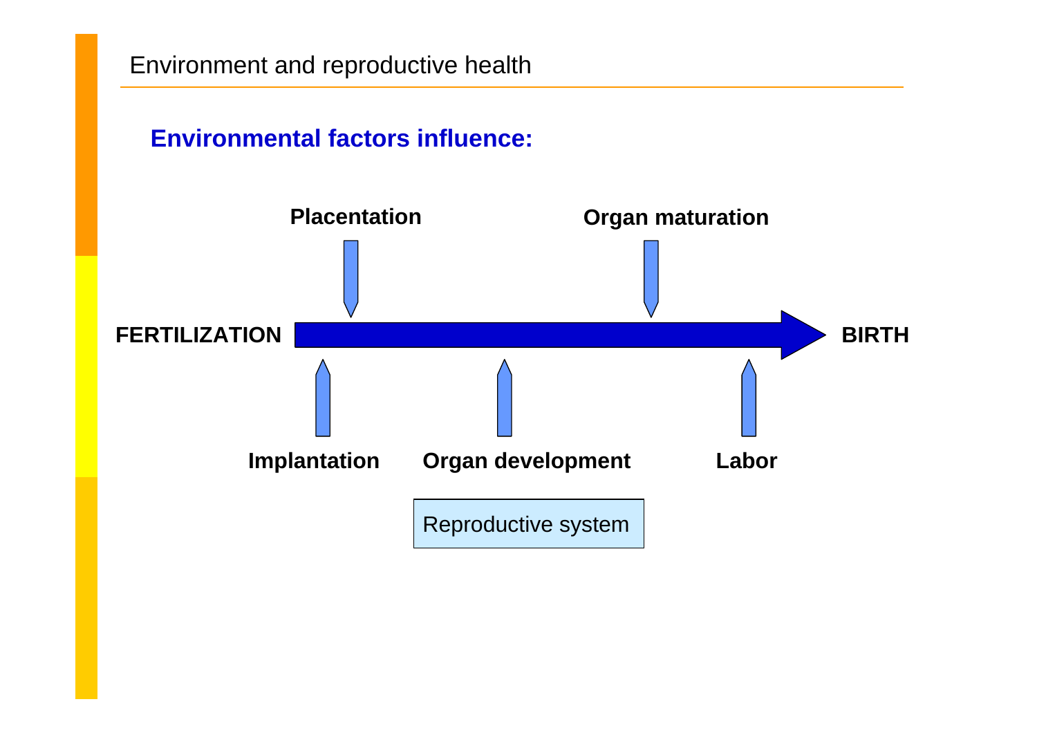# Environment and reproductive health

## Environmental factors influence:

Placentation

Organ maturation

FERTILIZATION → BIRTH

Implantation

Organ development

Labor

Reproductive system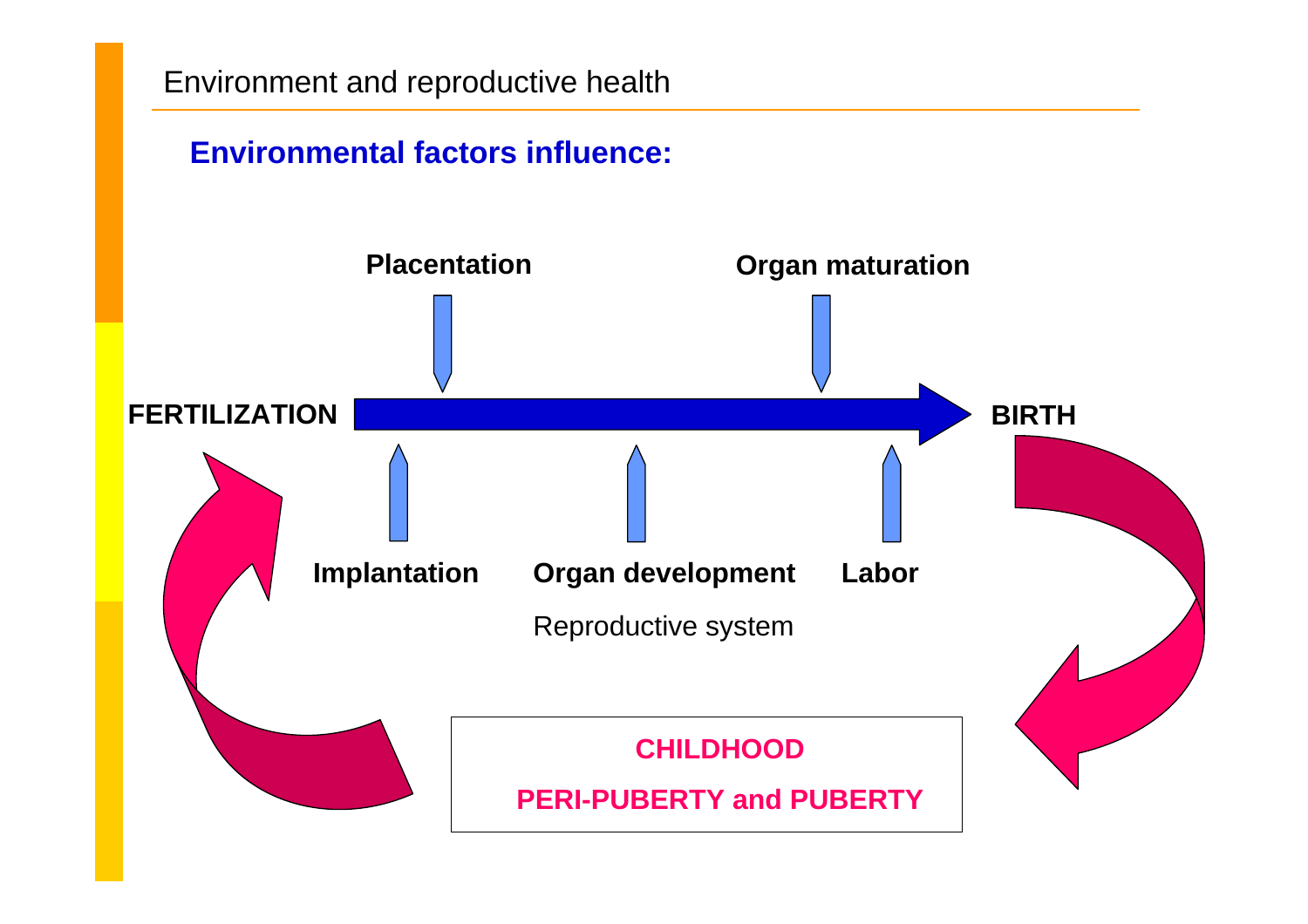Environment and reproductive health

## Environmental factors influence:

Placentation

Organ maturation

FERTILIZATION

BIRTH

Implantation

Organ development

Labor

Reproductive system

CHILDHOOD

PERI-PUBERTY and PUBERTY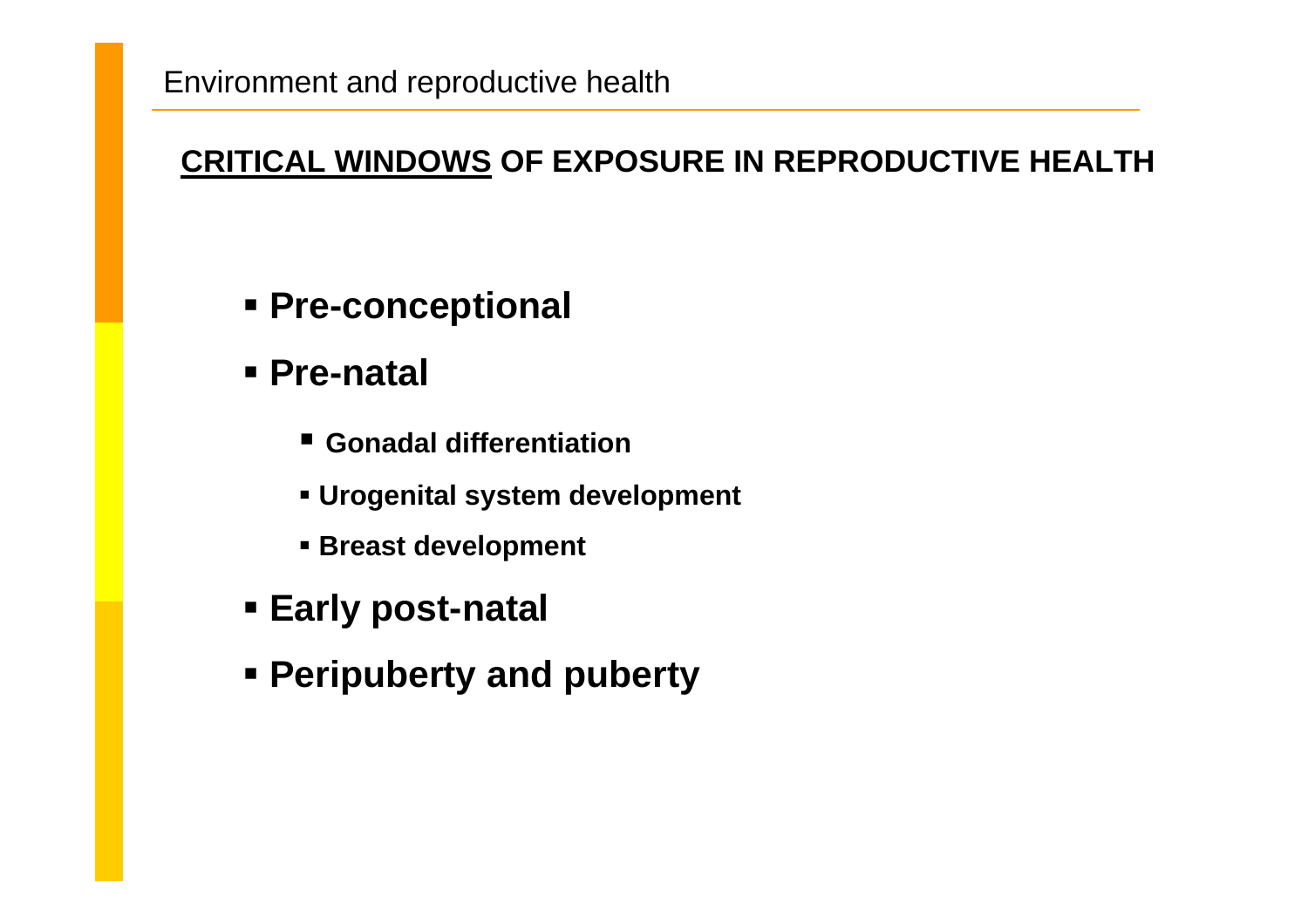## CRITICAL WINDOWS OF EXPOSURE IN REPRODUCTIVE HEALTH

- **Pre-conceptional**
- **Pre-natal**
  - **Gonadal differentiation**
  - **Urogenital system development**
  - **Breast development**
- **Early post-natal**
- **Peripuberty and puberty**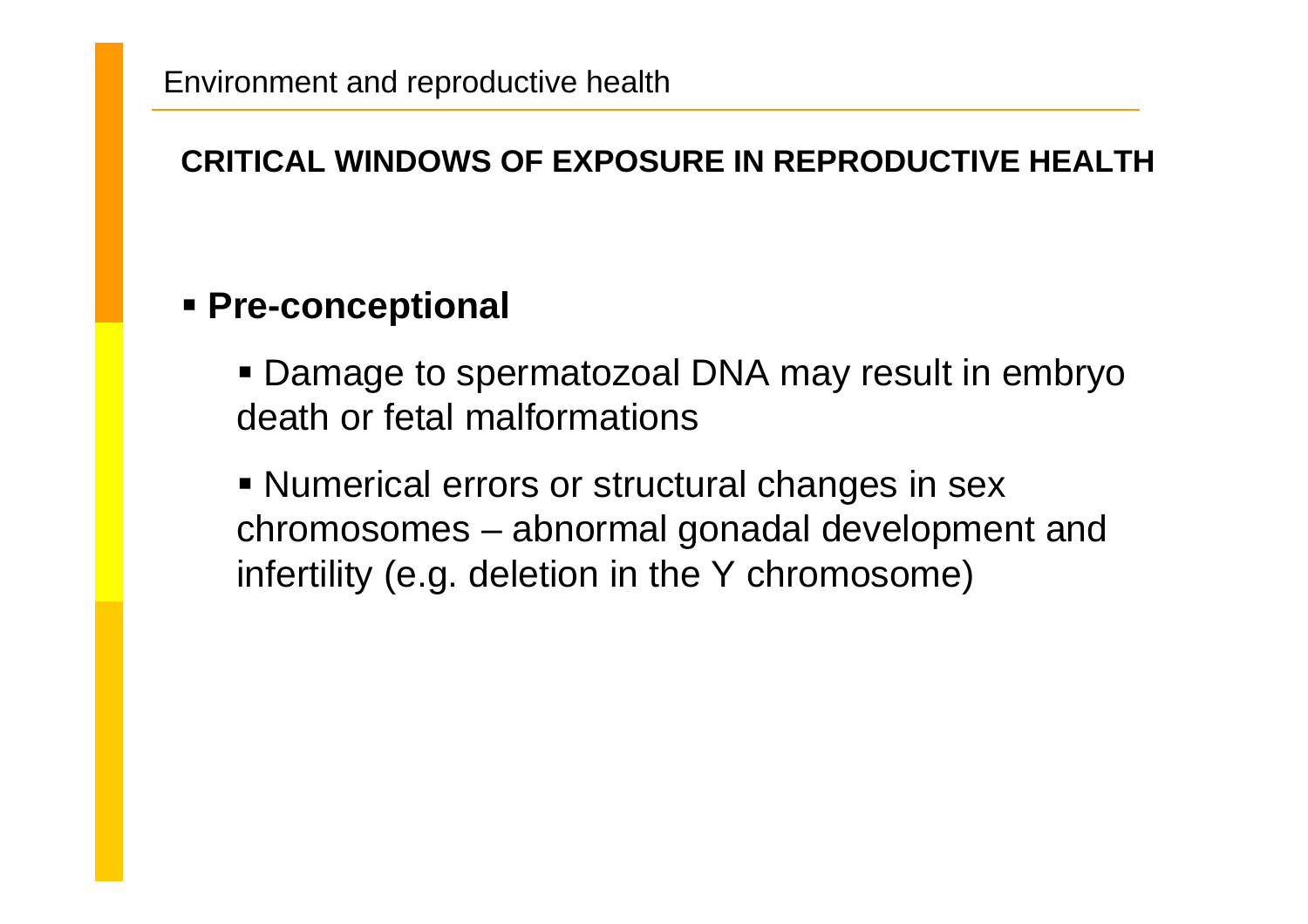## CRITICAL WINDOWS OF EXPOSURE IN REPRODUCTIVE HEALTH

- **Pre-conceptional**
  - Damage to spermatozoal DNA may result in embryo death or fetal malformations
  - Numerical errors or structural changes in sex chromosomes – abnormal gonadal development and infertility (e.g. deletion in the Y chromosome)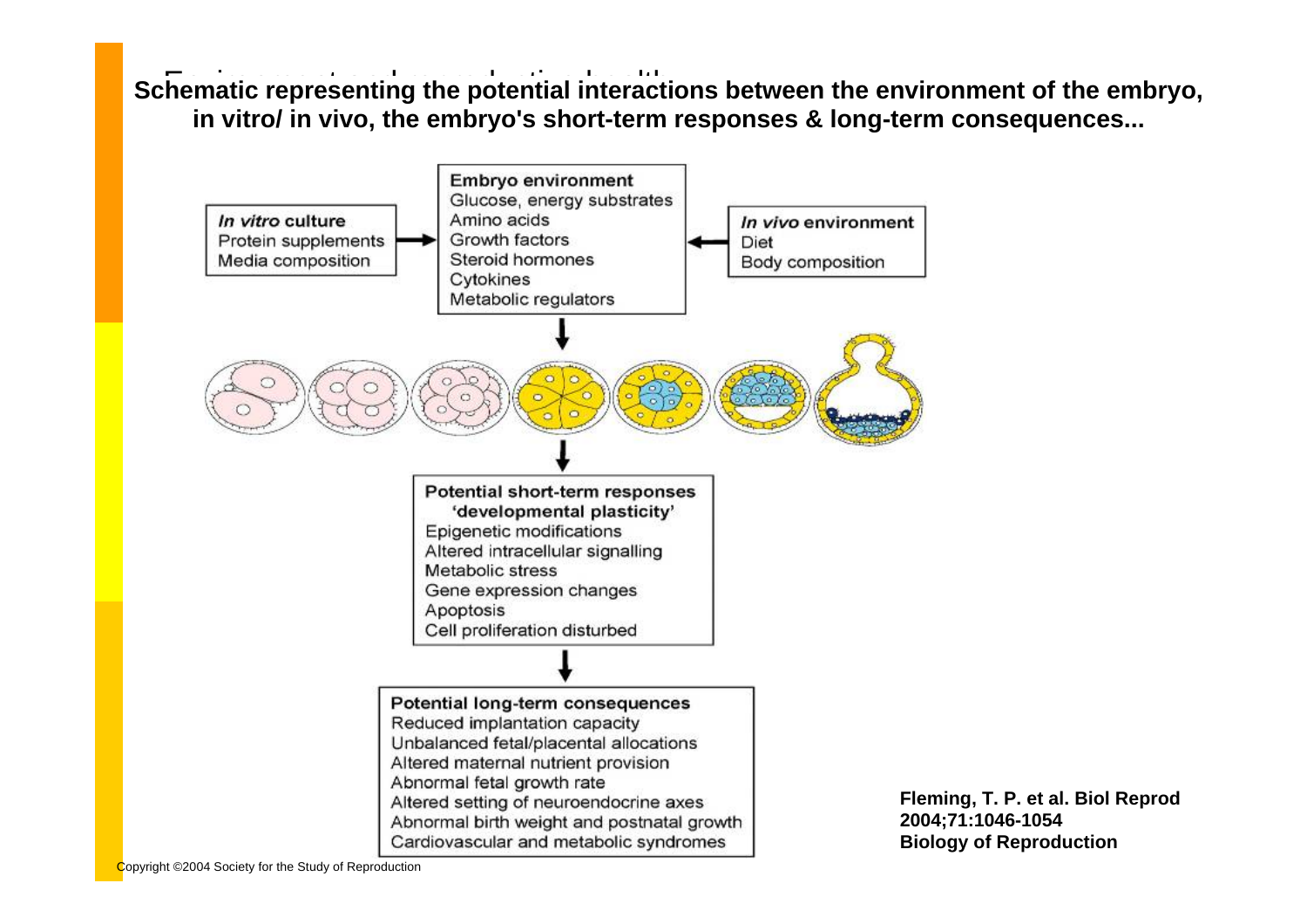**Schematic representing the potential interactions between the environment of the embryo, in vitro/ in vivo, the embryo's short-term responses & long-term consequences...**

***In vitro* culture**
Protein supplements
Media composition

**Embryo environment**
Glucose, energy substrates
Amino acids
Growth factors
Steroid hormones
Cytokines
Metabolic regulators

***In vivo* environment**
Diet
Body composition

**Potential short-term responses 'developmental plasticity'**
Epigenetic modifications
Altered intracellular signalling
Metabolic stress
Gene expression changes
Apoptosis
Cell proliferation disturbed

**Potential long-term consequences**
Reduced implantation capacity
Unbalanced fetal/placental allocations
Altered maternal nutrient provision
Abnormal fetal growth rate
Altered setting of neuroendocrine axes
Abnormal birth weight and postnatal growth
Cardiovascular and metabolic syndromes

**Fleming, T. P. et al. Biol Reprod 2004;71:1046-1054**
**Biology of Reproduction**

Copyright ©2004 Society for the Study of Reproduction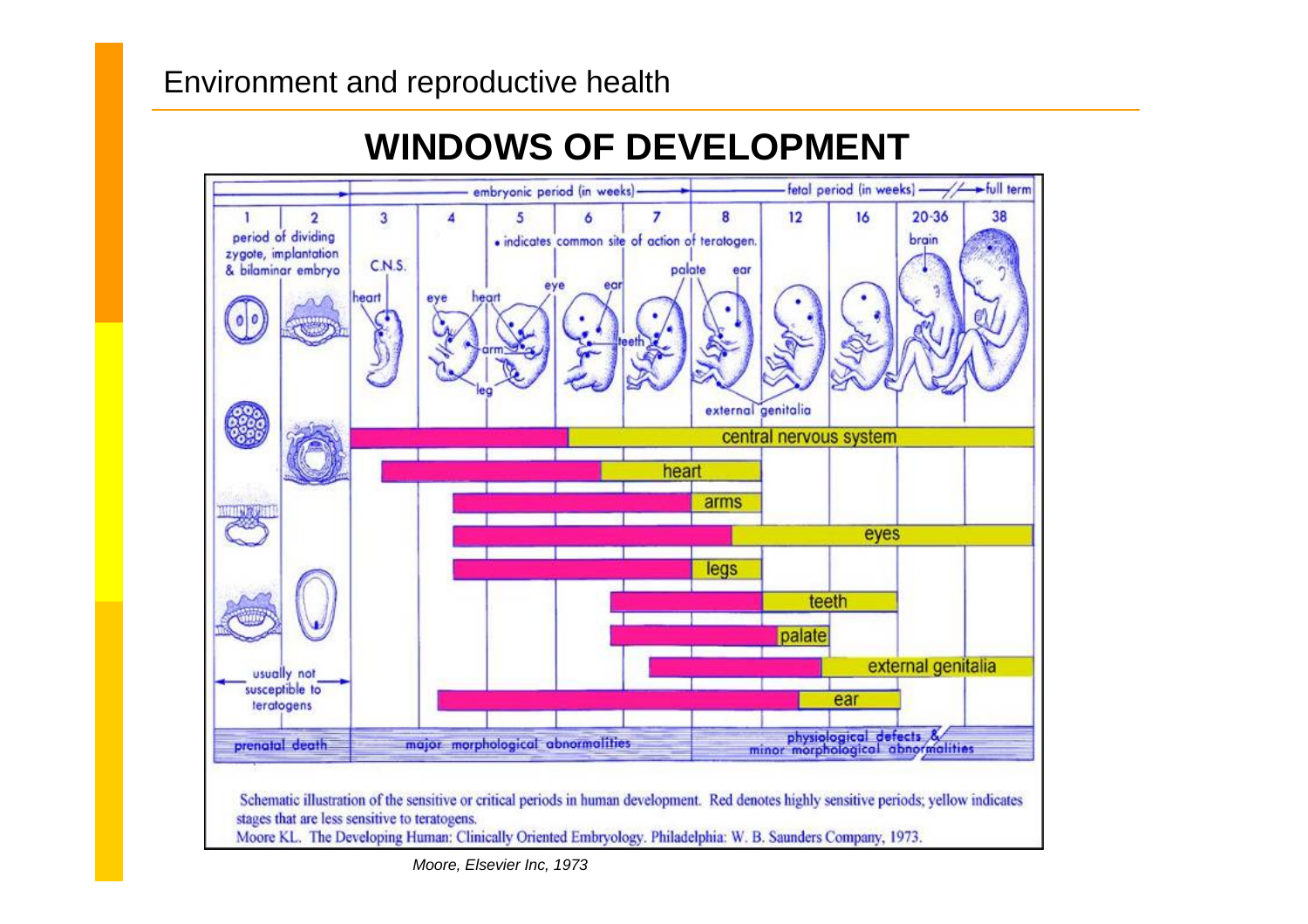# WINDOWS OF DEVELOPMENT

Schematic illustration of the sensitive or critical periods in human development. Red denotes highly sensitive periods; yellow indicates stages that are less sensitive to teratogens.

Moore KL. The Developing Human: Clinically Oriented Embryology. Philadelphia: W. B. Saunders Company, 1973.

*Moore, Elsevier Inc, 1973*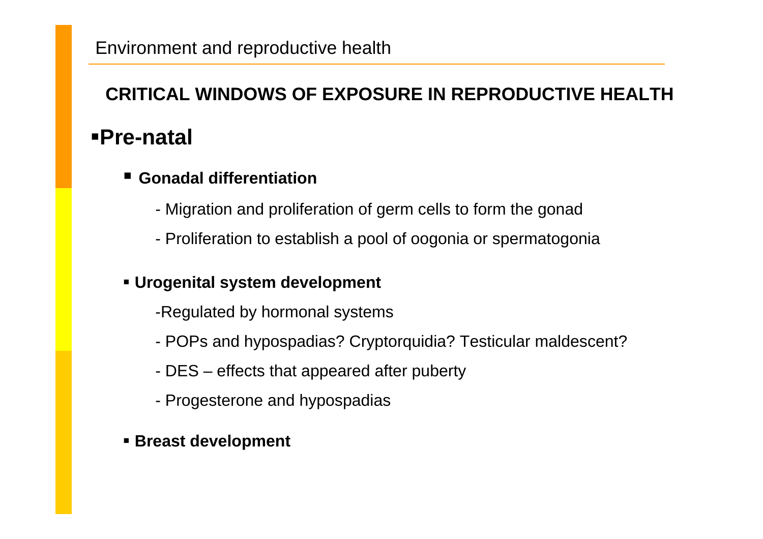Environment and reproductive health

## CRITICAL WINDOWS OF EXPOSURE IN REPRODUCTIVE HEALTH

- **Pre-natal**

  - **Gonadal differentiation**

    - Migration and proliferation of germ cells to form the gonad
    - Proliferation to establish a pool of oogonia or spermatogonia

  - **Urogenital system development**

    -Regulated by hormonal systems

    - POPs and hypospadias? Cryptorquidia? Testicular maldescent?
    - DES – effects that appeared after puberty
    - Progesterone and hypospadias

  - **Breast development**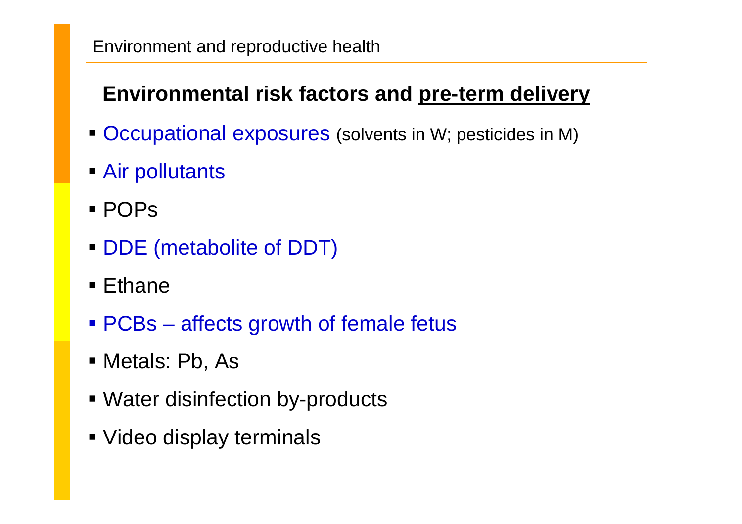## Environmental risk factors and pre-term delivery

- Occupational exposures (solvents in W; pesticides in M)
- Air pollutants
- POPs
- DDE (metabolite of DDT)
- Ethane
- PCBs – affects growth of female fetus
- Metals: Pb, As
- Water disinfection by-products
- Video display terminals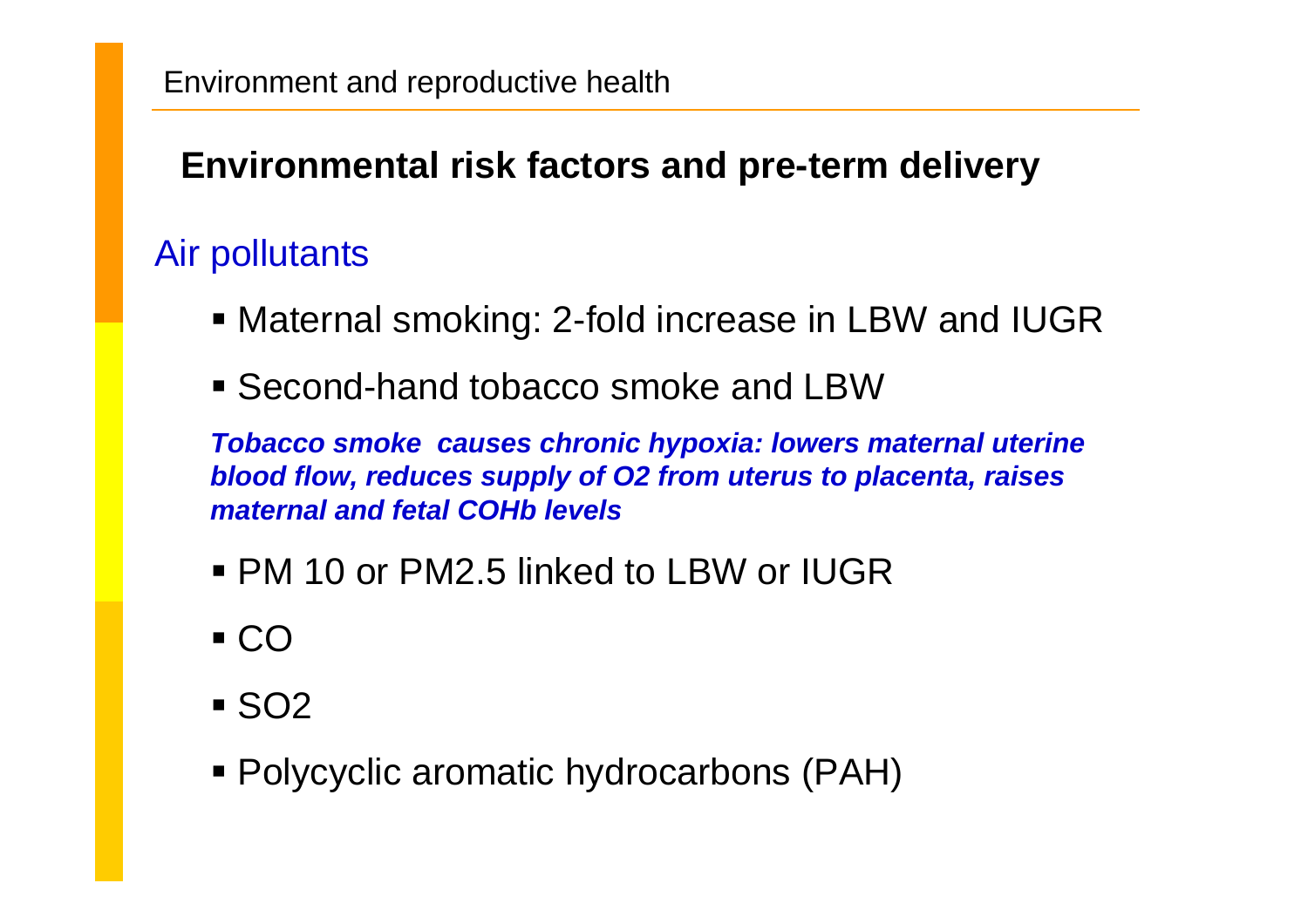## Environmental risk factors and pre-term delivery

### Air pollutants

- Maternal smoking: 2-fold increase in LBW and IUGR
- Second-hand tobacco smoke and LBW

***Tobacco smoke causes chronic hypoxia: lowers maternal uterine blood flow, reduces supply of $O_2$ from uterus to placenta, raises maternal and fetal COHb levels***

- PM 10 or PM2.5 linked to LBW or IUGR
- CO
- $SO_2$
- Polycyclic aromatic hydrocarbons (PAH)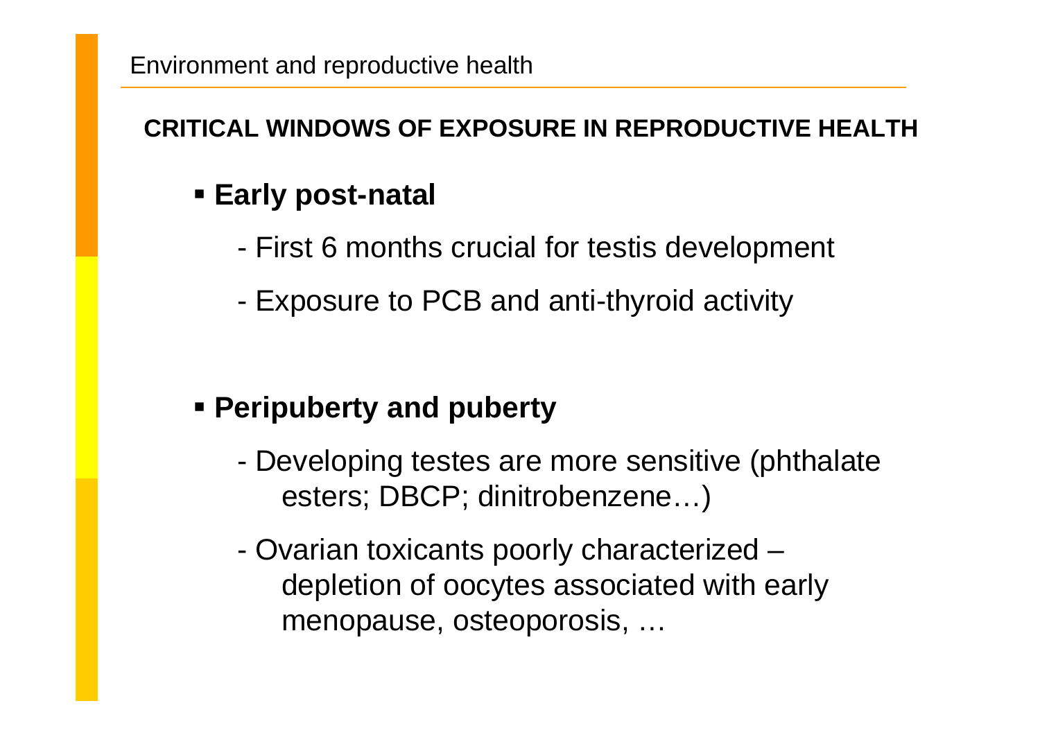## CRITICAL WINDOWS OF EXPOSURE IN REPRODUCTIVE HEALTH

- **Early post-natal**
  - First 6 months crucial for testis development
  - Exposure to PCB and anti-thyroid activity

- **Peripuberty and puberty**
  - Developing testes are more sensitive (phthalate esters; DBCP; dinitrobenzene…)
  - Ovarian toxicants poorly characterized – depletion of oocytes associated with early menopause, osteoporosis, …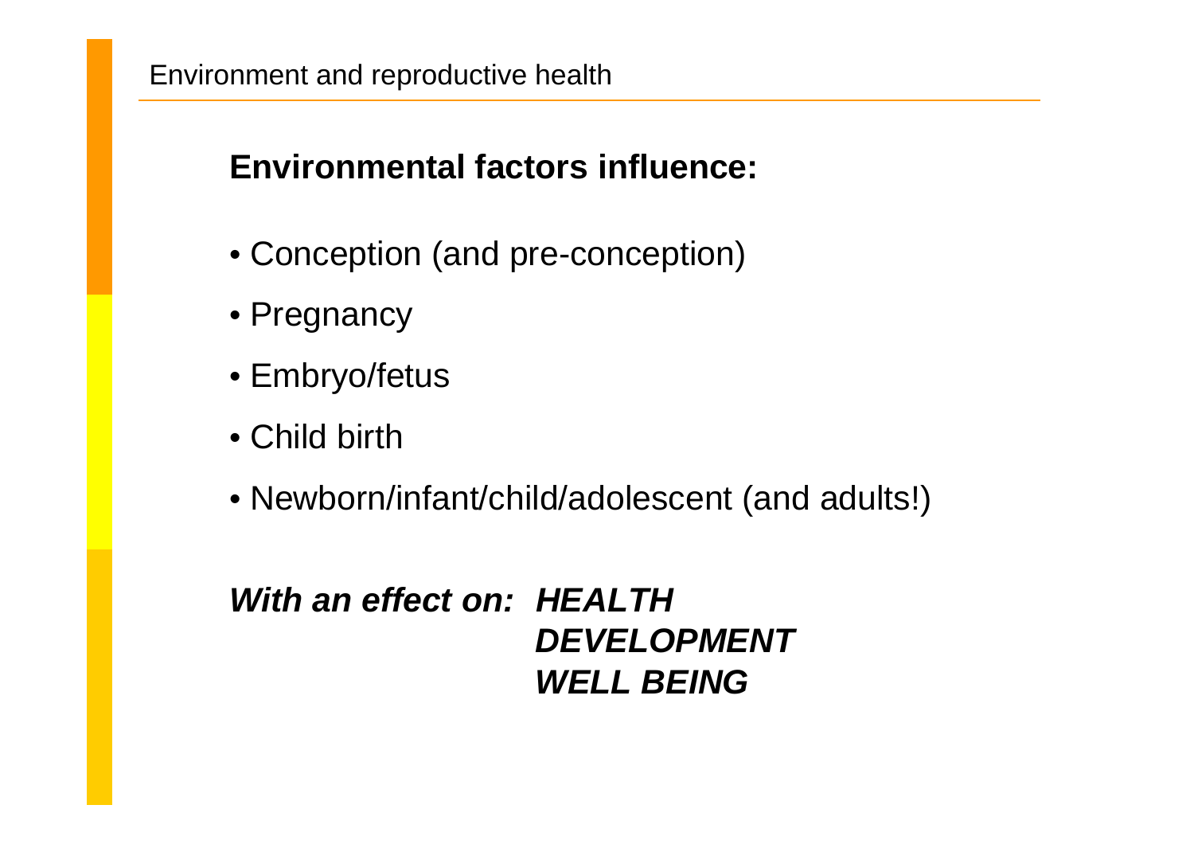## Environmental factors influence:

- Conception (and pre-conception)
- Pregnancy
- Embryo/fetus
- Child birth
- Newborn/infant/child/adolescent (and adults!)

***With an effect on: HEALTH***
***DEVELOPMENT***
***WELL BEING***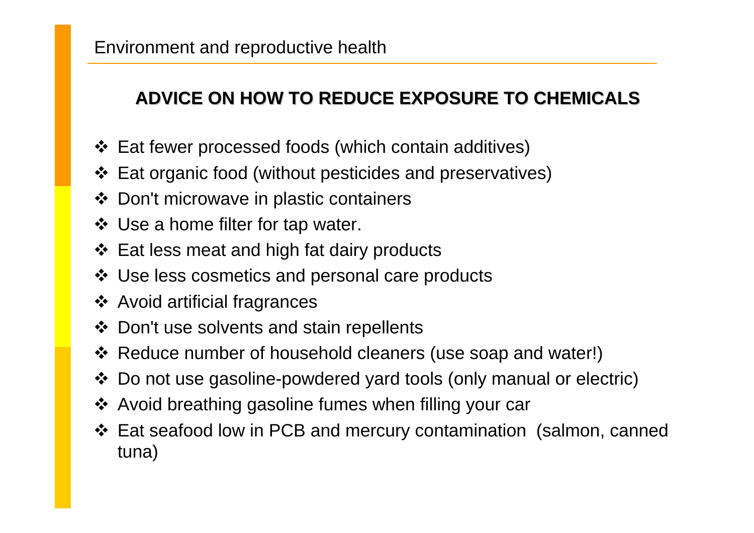Environment and reproductive health

## ADVICE ON HOW TO REDUCE EXPOSURE TO CHEMICALS

- Eat fewer processed foods (which contain additives)
- Eat organic food (without pesticides and preservatives)
- Don't microwave in plastic containers
- Use a home filter for tap water.
- Eat less meat and high fat dairy products
- Use less cosmetics and personal care products
- Avoid artificial fragrances
- Don't use solvents and stain repellents
- Reduce number of household cleaners (use soap and water!)
- Do not use gasoline-powdered yard tools (only manual or electric)
- Avoid breathing gasoline fumes when filling your car
- Eat seafood low in PCB and mercury contamination (salmon, canned tuna)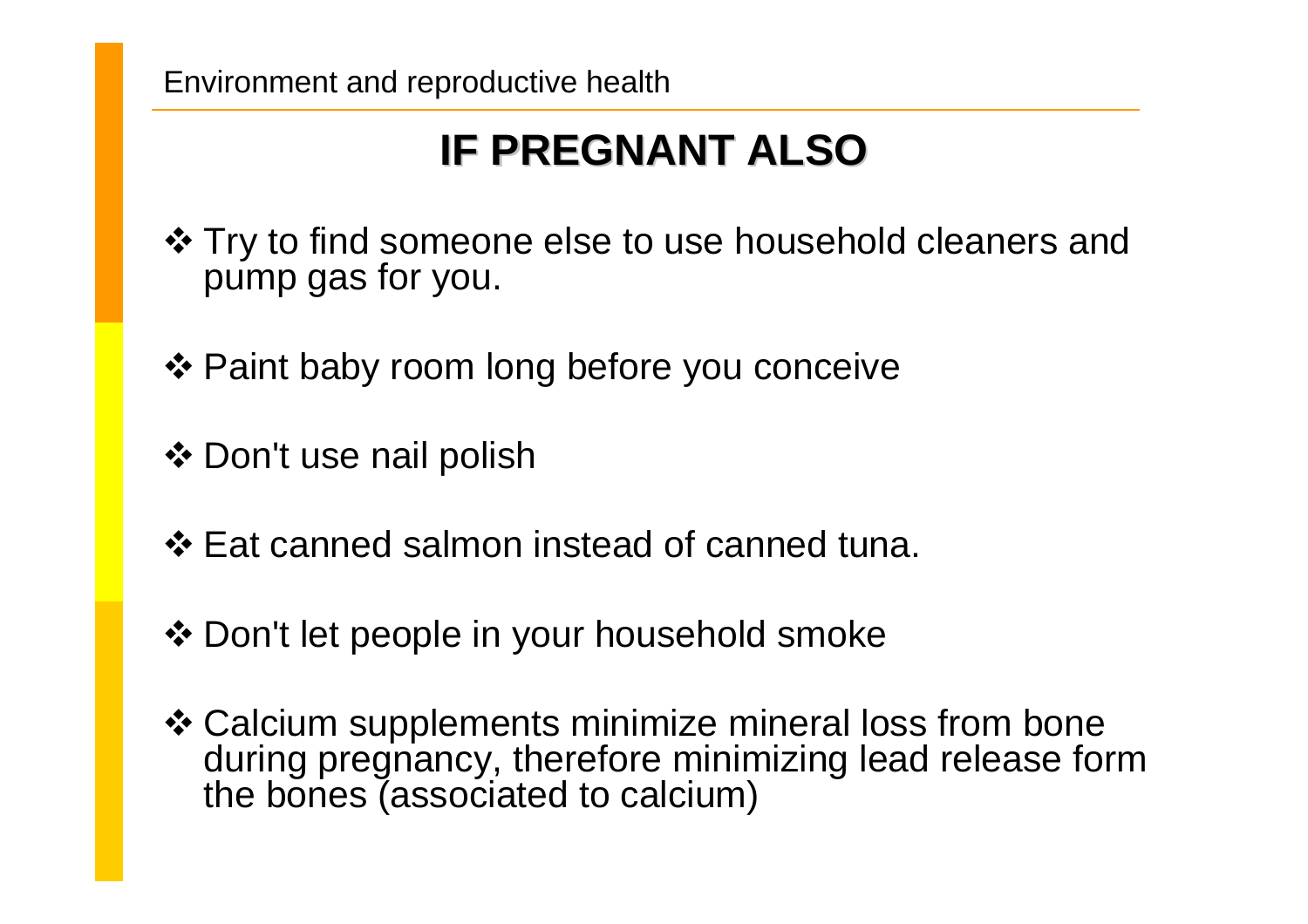## IF PREGNANT ALSO

- Try to find someone else to use household cleaners and pump gas for you.
- Paint baby room long before you conceive
- Don't use nail polish
- Eat canned salmon instead of canned tuna.
- Don't let people in your household smoke
- Calcium supplements minimize mineral loss from bone during pregnancy, therefore minimizing lead release form the bones (associated to calcium)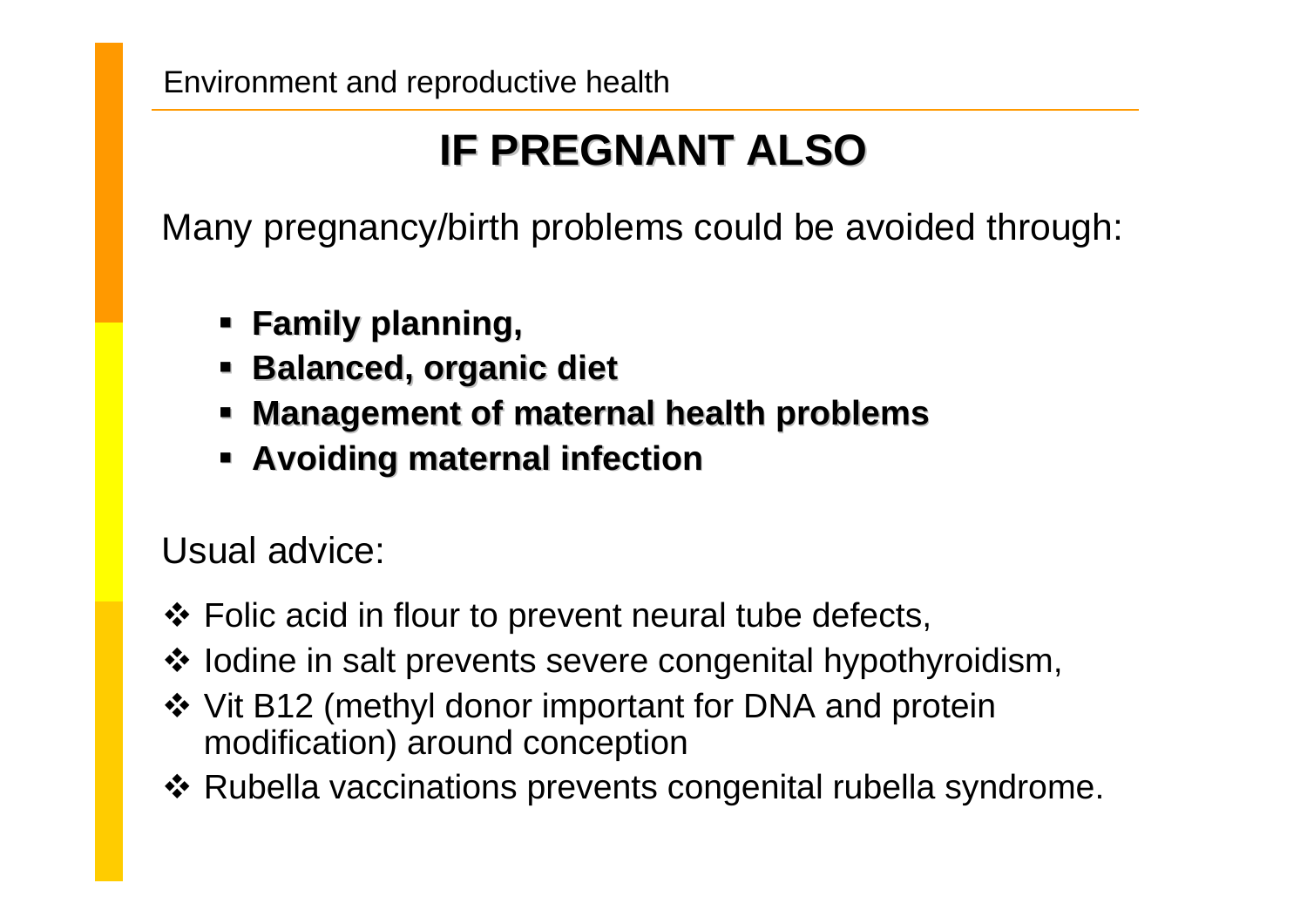# IF PREGNANT ALSO

Many pregnancy/birth problems could be avoided through:

- **Family planning,**
- **Balanced, organic diet**
- **Management of maternal health problems**
- **Avoiding maternal infection**

Usual advice:

- Folic acid in flour to prevent neural tube defects,
- Iodine in salt prevents severe congenital hypothyroidism,
- Vit B12 (methyl donor important for DNA and protein modification) around conception
- Rubella vaccinations prevents congenital rubella syndrome.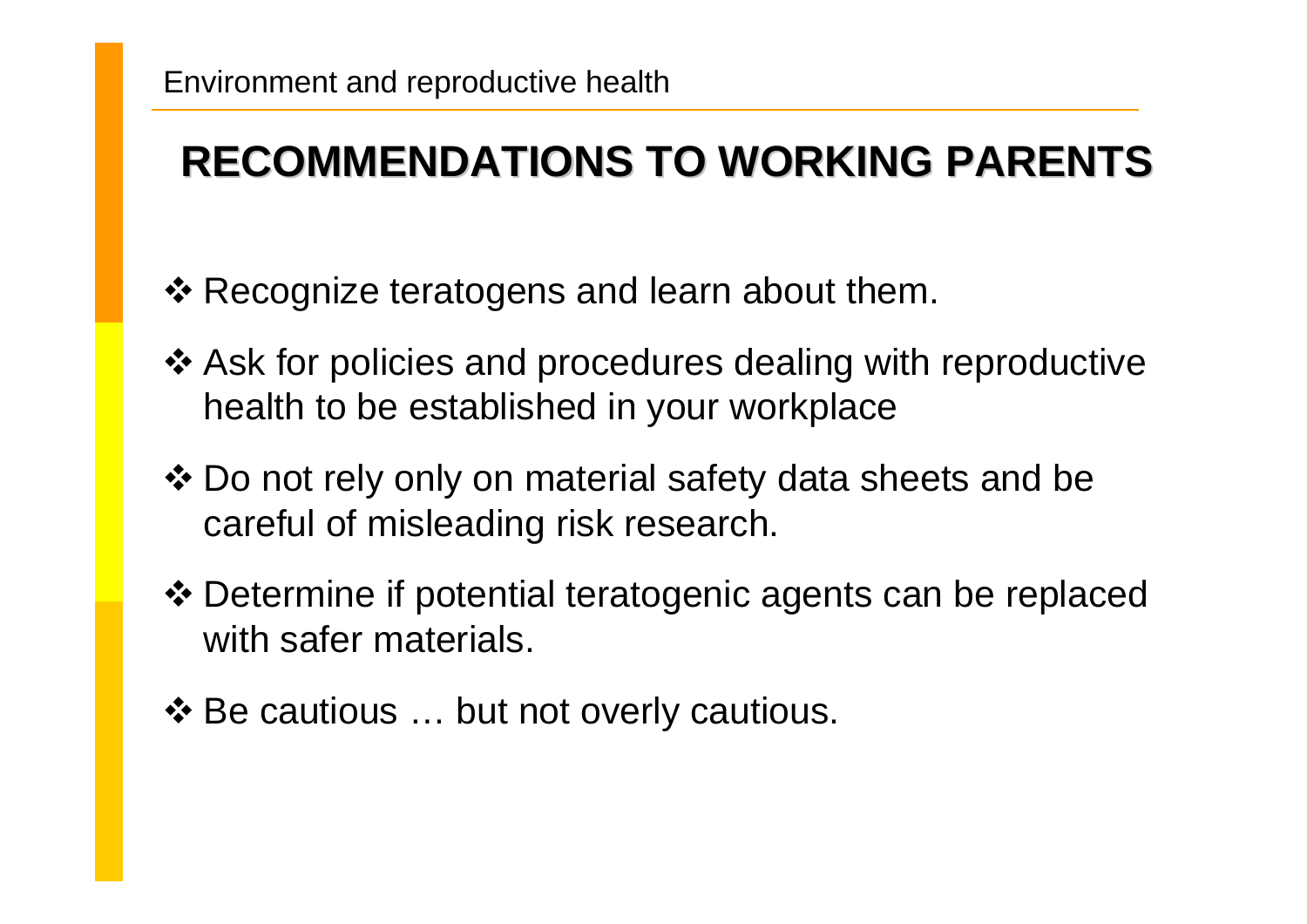## RECOMMENDATIONS TO WORKING PARENTS

- Recognize teratogens and learn about them.
- Ask for policies and procedures dealing with reproductive health to be established in your workplace
- Do not rely only on material safety data sheets and be careful of misleading risk research.
- Determine if potential teratogenic agents can be replaced with safer materials.
- Be cautious … but not overly cautious.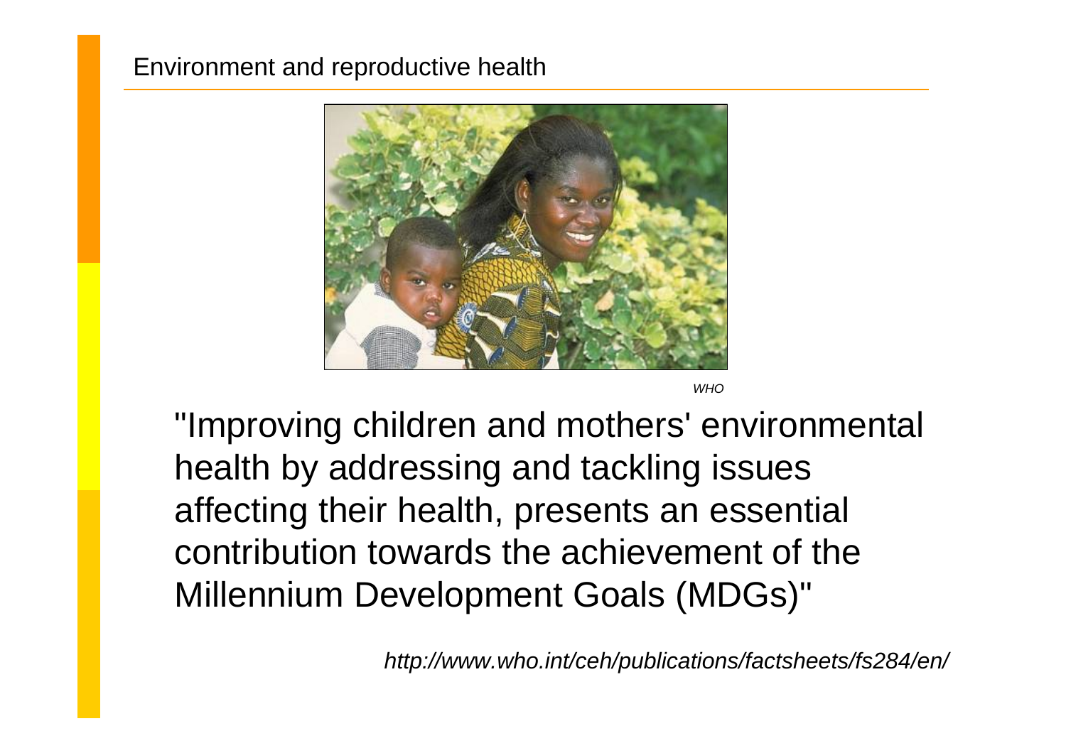## Environment and reproductive health

*WHO*

"Improving children and mothers' environmental health by addressing and tackling issues affecting their health, presents an essential contribution towards the achievement of the Millennium Development Goals (MDGs)"

*http://www.who.int/ceh/publications/factsheets/fs284/en/*